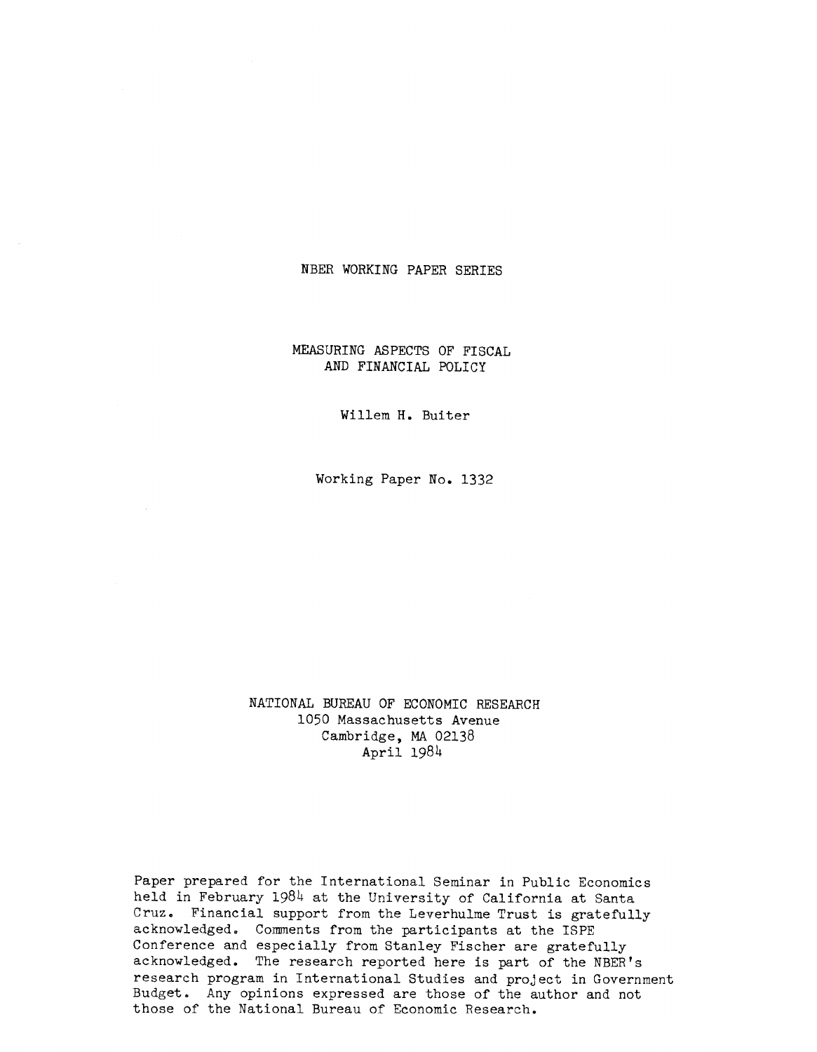NBER WORKING PAPER SERIES

# MEASURING ASPECTS OF FISCAL AND FINANCIAL POLICY

Willem H. Buiter

Working Paper No. 1332

NATIONAL BUREAU OF ECONOMIC RESEARCH
1050 Massachusetts Avenue
Cambridge, MA 02138
April 1984

Paper prepared for the International Seminar in Public Economics held in February 1984 at the University of California at Santa Cruz. Financial support from the Leverhulme Trust is gratefully acknowledged. Comments from the participants at the ISPE Conference and especially from Stanley Fischer are gratefully acknowledged. The research reported here is part of the NBER's research program in International Studies and project in Government Budget. Any opinions expressed are those of the author and not those of the National Bureau of Economic Research.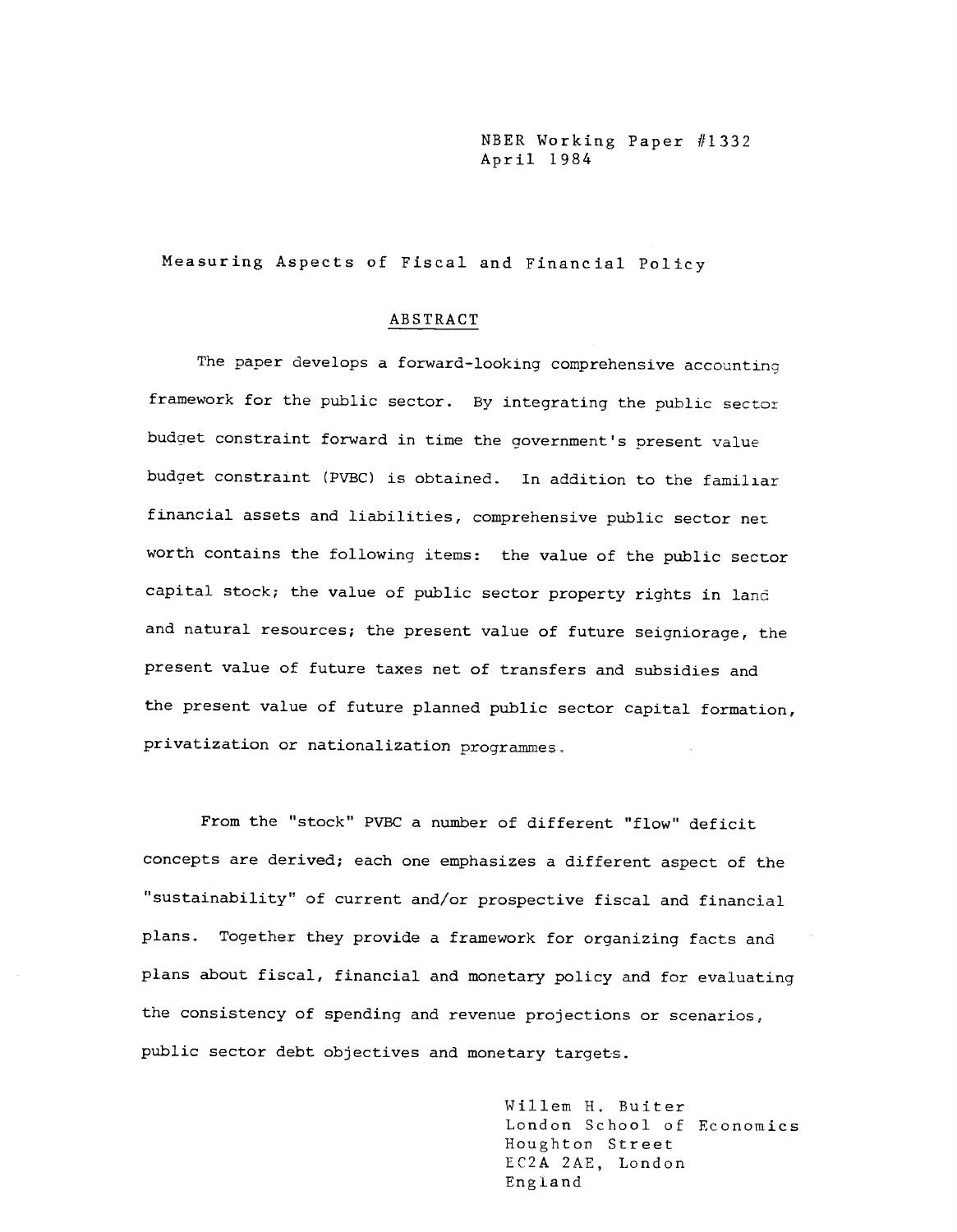NBER Working Paper #1332
April 1984

# Measuring Aspects of Fiscal and Financial Policy

## ABSTRACT

The paper develops a forward-looking comprehensive accounting framework for the public sector. By integrating the public sector budget constraint forward in time the government's present value budget constraint (PVBC) is obtained. In addition to the familiar financial assets and liabilities, comprehensive public sector net worth contains the following items: the value of the public sector capital stock; the value of public sector property rights in land and natural resources; the present value of future seigniorage, the present value of future taxes net of transfers and subsidies and the present value of future planned public sector capital formation, privatization or nationalization programmes.

From the "stock" PVBC a number of different "flow" deficit concepts are derived; each one emphasizes a different aspect of the "sustainability" of current and/or prospective fiscal and financial plans. Together they provide a framework for organizing facts and plans about fiscal, financial and monetary policy and for evaluating the consistency of spending and revenue projections or scenarios, public sector debt objectives and monetary targets.

Willem H. Buiter
London School of Economics
Houghton Street
EC2A 2AE, London
England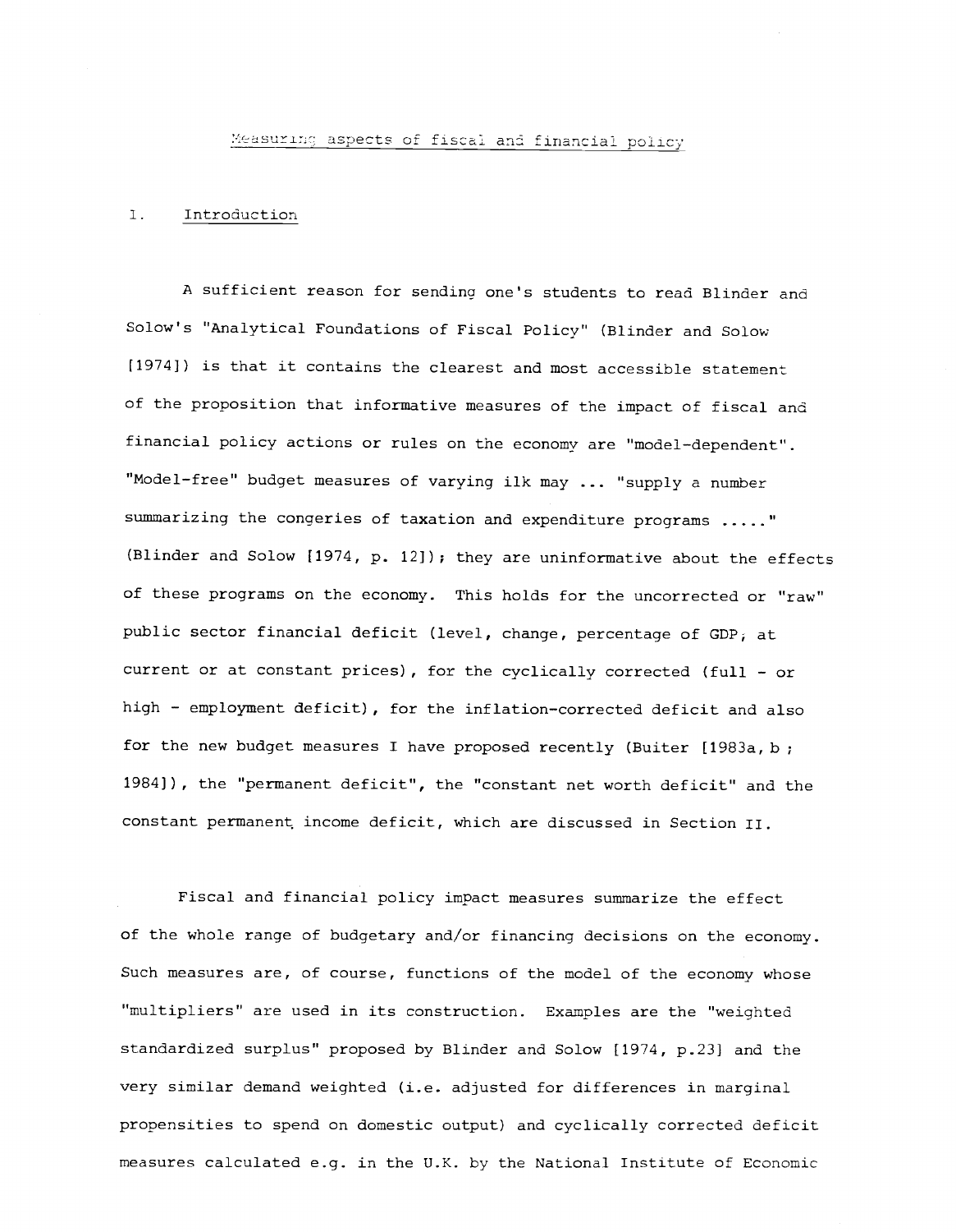# Measuring aspects of fiscal and financial policy

## 1. Introduction

A sufficient reason for sending one's students to read Blinder and Solow's "Analytical Foundations of Fiscal Policy" (Blinder and Solow [1974]) is that it contains the clearest and most accessible statement of the proposition that informative measures of the impact of fiscal and financial policy actions or rules on the economy are "model-dependent". "Model-free" budget measures of varying ilk may ... "supply a number summarizing the congeries of taxation and expenditure programs ....." (Blinder and Solow [1974, p. 12]); they are uninformative about the effects of these programs on the economy. This holds for the uncorrected or "raw" public sector financial deficit (level, change, percentage of GDP, at current or at constant prices), for the cyclically corrected (full - or high - employment deficit), for the inflation-corrected deficit and also for the new budget measures I have proposed recently (Buiter [1983a, b ; 1984]), the "permanent deficit", the "constant net worth deficit" and the constant permanent income deficit, which are discussed in Section II.

Fiscal and financial policy impact measures summarize the effect of the whole range of budgetary and/or financing decisions on the economy. Such measures are, of course, functions of the model of the economy whose "multipliers" are used in its construction. Examples are the "weighted standardized surplus" proposed by Blinder and Solow [1974, p.23] and the very similar demand weighted (i.e. adjusted for differences in marginal propensities to spend on domestic output) and cyclically corrected deficit measures calculated e.g. in the U.K. by the National Institute of Economic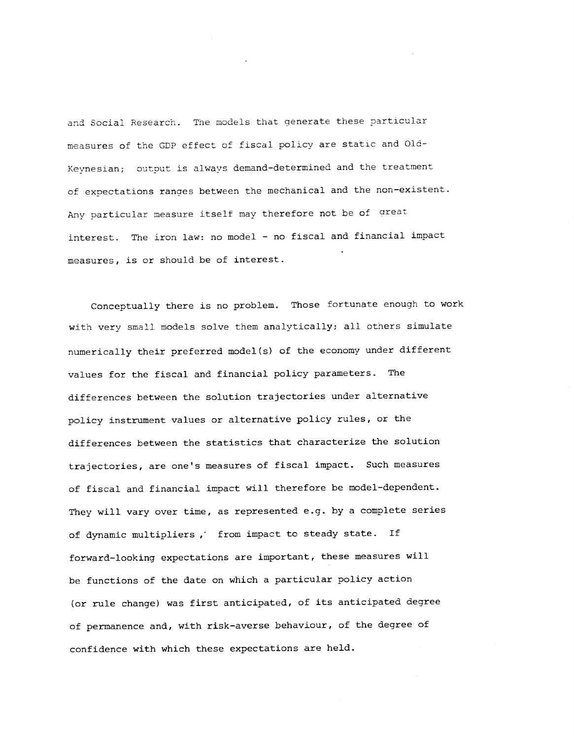and Social Research. The models that generate these particular measures of the GDP effect of fiscal policy are static and Old-Keynesian; output is always demand-determined and the treatment of expectations ranges between the mechanical and the non-existent. Any particular measure itself may therefore not be of great interest. The iron law: no model - no fiscal and financial impact measures, is or should be of interest.

Conceptually there is no problem. Those fortunate enough to work with very small models solve them analytically; all others simulate numerically their preferred model(s) of the economy under different values for the fiscal and financial policy parameters. The differences between the solution trajectories under alternative policy instrument values or alternative policy rules, or the differences between the statistics that characterize the solution trajectories, are one's measures of fiscal impact. Such measures of fiscal and financial impact will therefore be model-dependent. They will vary over time, as represented e.g. by a complete series of dynamic multipliers, from impact to steady state. If forward-looking expectations are important, these measures will be functions of the date on which a particular policy action (or rule change) was first anticipated, of its anticipated degree of permanence and, with risk-averse behaviour, of the degree of confidence with which these expectations are held.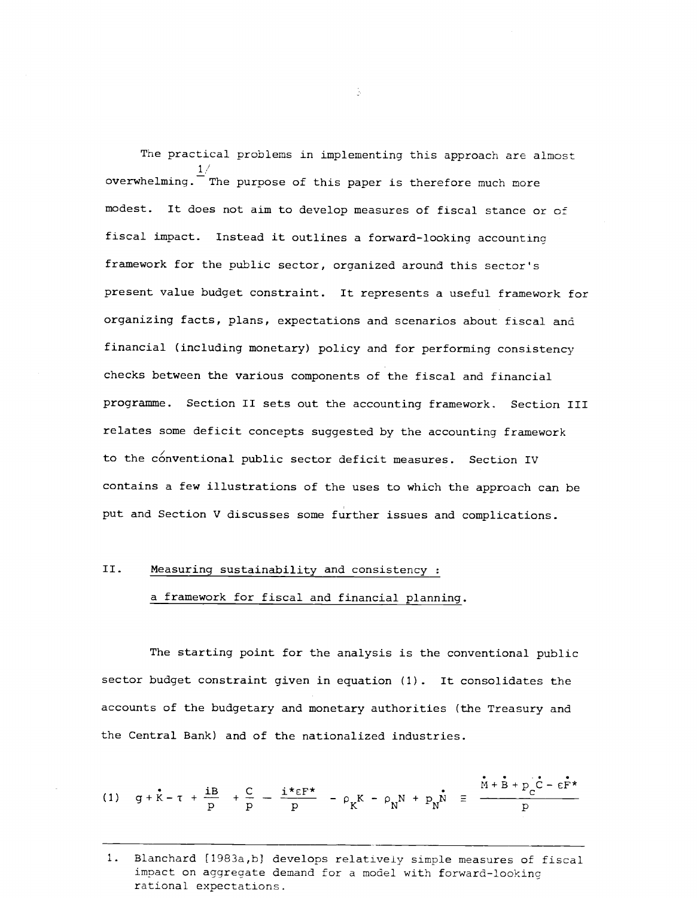The practical problems in implementing this approach are almost overwhelming.[1] The purpose of this paper is therefore much more modest. It does not aim to develop measures of fiscal stance or of fiscal impact. Instead it outlines a forward-looking accounting framework for the public sector, organized around this sector's present value budget constraint. It represents a useful framework for organizing facts, plans, expectations and scenarios about fiscal and financial (including monetary) policy and for performing consistency checks between the various components of the fiscal and financial programme. Section II sets out the accounting framework. Section III relates some deficit concepts suggested by the accounting framework to the conventional public sector deficit measures. Section IV contains a few illustrations of the uses to which the approach can be put and Section V discusses some further issues and complications.

## II. Measuring sustainability and consistency : a framework for fiscal and financial planning.

The starting point for the analysis is the conventional public sector budget constraint given in equation (1). It consolidates the accounts of the budgetary and monetary authorities (the Treasury and the Central Bank) and of the nationalized industries.

$$(1) \quad g + \dot{K} - \tau + \frac{iB}{p} + \frac{C}{p} - \frac{i^{*}\varepsilon F^{*}}{p} - \rho_K K - \rho_N N + p_N \dot{N} \equiv \frac{\dot{M} + \dot{B} + p_C \dot{C} - \varepsilon \dot{F}^{*}}{p}$$

---

1. Blanchard [1983a,b] develops relatively simple measures of fiscal impact on aggregate demand for a model with forward-looking rational expectations.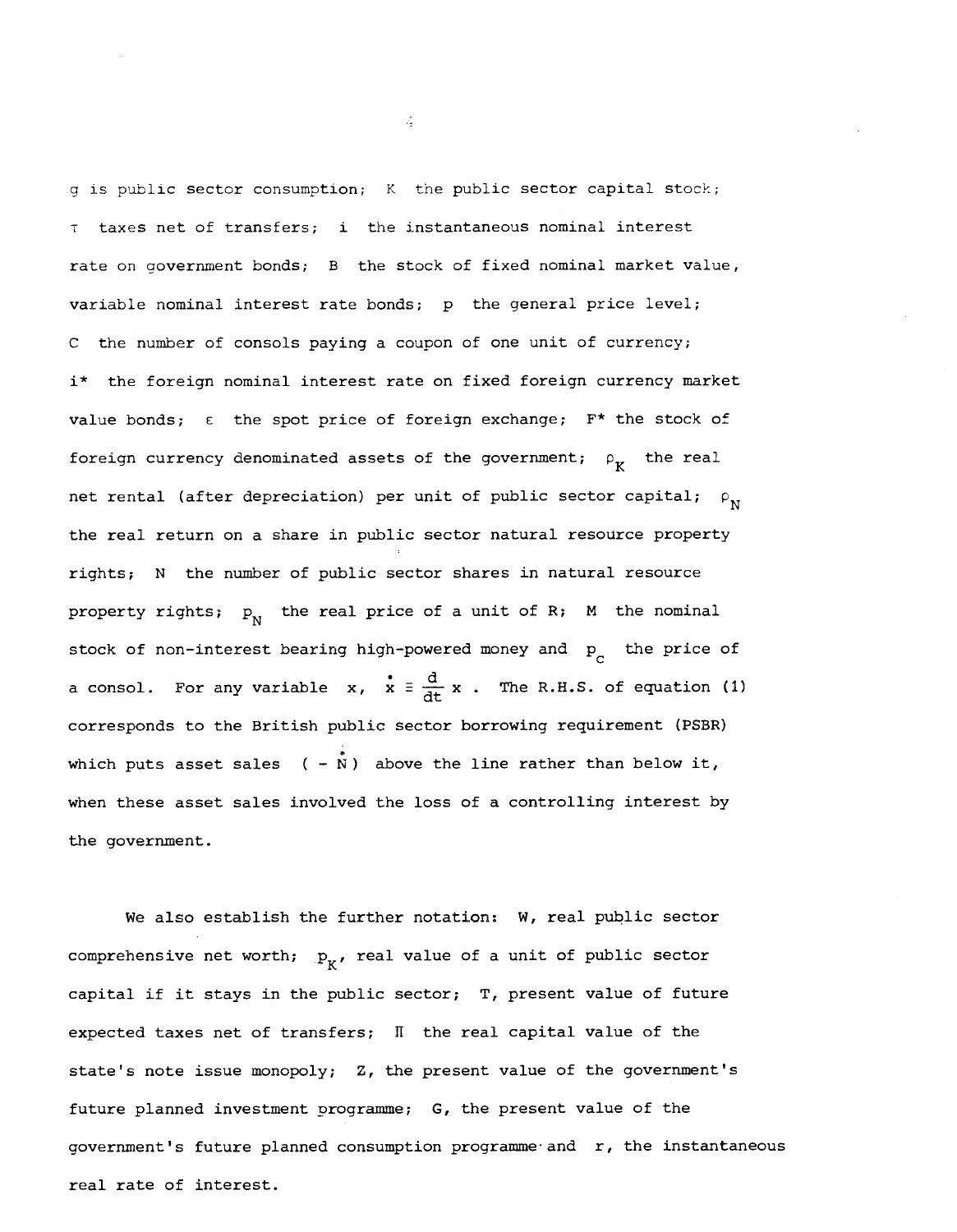$g$ is public sector consumption; $K$ the public sector capital stock; $\tau$ taxes net of transfers; $i$ the instantaneous nominal interest rate on government bonds; $B$ the stock of fixed nominal market value, variable nominal interest rate bonds; $p$ the general price level; $C$ the number of consols paying a coupon of one unit of currency; $i^*$ the foreign nominal interest rate on fixed foreign currency market value bonds; $\varepsilon$ the spot price of foreign exchange; $F^*$ the stock of foreign currency denominated assets of the government; $\rho_K$ the real net rental (after depreciation) per unit of public sector capital; $\rho_N$ the real return on a share in public sector natural resource property rights; $N$ the number of public sector shares in natural resource property rights; $p_N$ the real price of a unit of R; $M$ the nominal stock of non-interest bearing high-powered money and $p_c$ the price of a consol. For any variable $x$, $\dot{x} \equiv \frac{d}{dt} x$. The R.H.S. of equation (1) corresponds to the British public sector borrowing requirement (PSBR) which puts asset sales $( - \dot{N})$ above the line rather than below it, when these asset sales involved the loss of a controlling interest by the government.

We also establish the further notation: $W$, real public sector comprehensive net worth; $p_K$, real value of a unit of public sector capital if it stays in the public sector; $T$, present value of future expected taxes net of transfers; $\Pi$ the real capital value of the state's note issue monopoly; $Z$, the present value of the government's future planned investment programme; $G$, the present value of the government's future planned consumption programme and $r$, the instantaneous real rate of interest.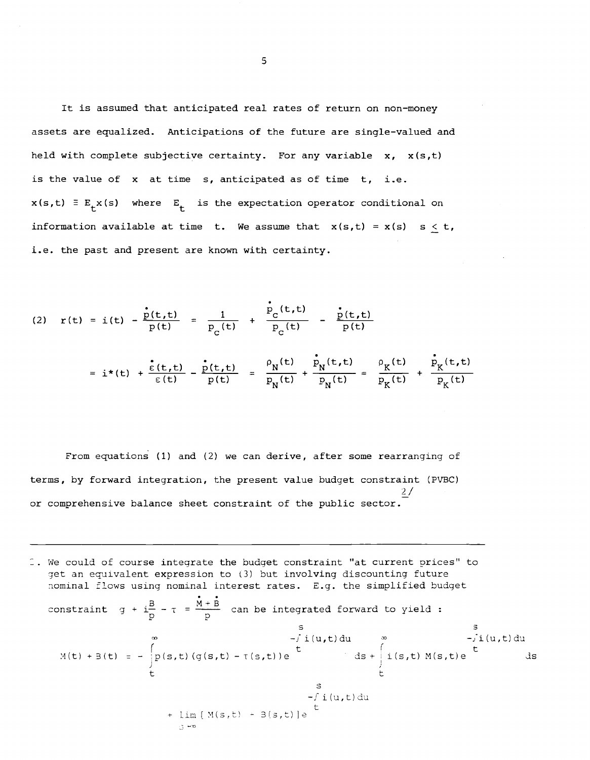It is assumed that anticipated real rates of return on non-money assets are equalized. Anticipations of the future are single-valued and held with complete subjective certainty. For any variable $x$, $x(s,t)$ is the value of $x$ at time $s$, anticipated as of time $t$, i.e. $x(s,t) \equiv E_t x(s)$ where $E_t$ is the expectation operator conditional on information available at time $t$. We assume that $x(s,t) = x(s) \quad s \leq t$, i.e. the past and present are known with certainty.

$$(2) \quad r(t) = i(t) - \frac{\dot{p}(t,t)}{p(t)} = \frac{1}{P_C(t)} + \frac{\dot{P}_C(t,t)}{P_C(t)} - \frac{\dot{p}(t,t)}{p(t)}$$

$$= i^*(t) + \frac{\dot{\varepsilon}(t,t)}{\varepsilon(t)} - \frac{\dot{p}(t,t)}{p(t)} = \frac{\rho_N(t)}{P_N(t)} + \frac{\dot{P}_N(t,t)}{P_N(t)} = \frac{\rho_K(t)}{P_K(t)} + \frac{\dot{P}_K(t,t)}{P_K(t)}$$

From equations (1) and (2) we can derive, after some rearranging of terms, by forward integration, the present value budget constraint (PVBC) or comprehensive balance sheet constraint of the public sector.[2]

---

2. We could of course integrate the budget constraint "at current prices" to get an equivalent expression to (3) but involving discounting future nominal flows using nominal interest rates. E.g. the simplified budget constraint $g + i\frac{B}{p} - \tau = \frac{\dot{M} + \dot{B}}{p}$ can be integrated forward to yield :

$$M(t) + B(t) = -\int_t^{\infty} p(s,t)(g(s,t) - \tau(s,t))e^{-\int_t^s i(u,t)du} ds + \int_t^{\infty} i(s,t)\, M(s,t)e^{-\int_t^s i(u,t)du} ds$$

$$+ \lim_{s \to \infty} [M(s,t) + B(s,t)]e^{-\int_t^s i(u,t)du}$$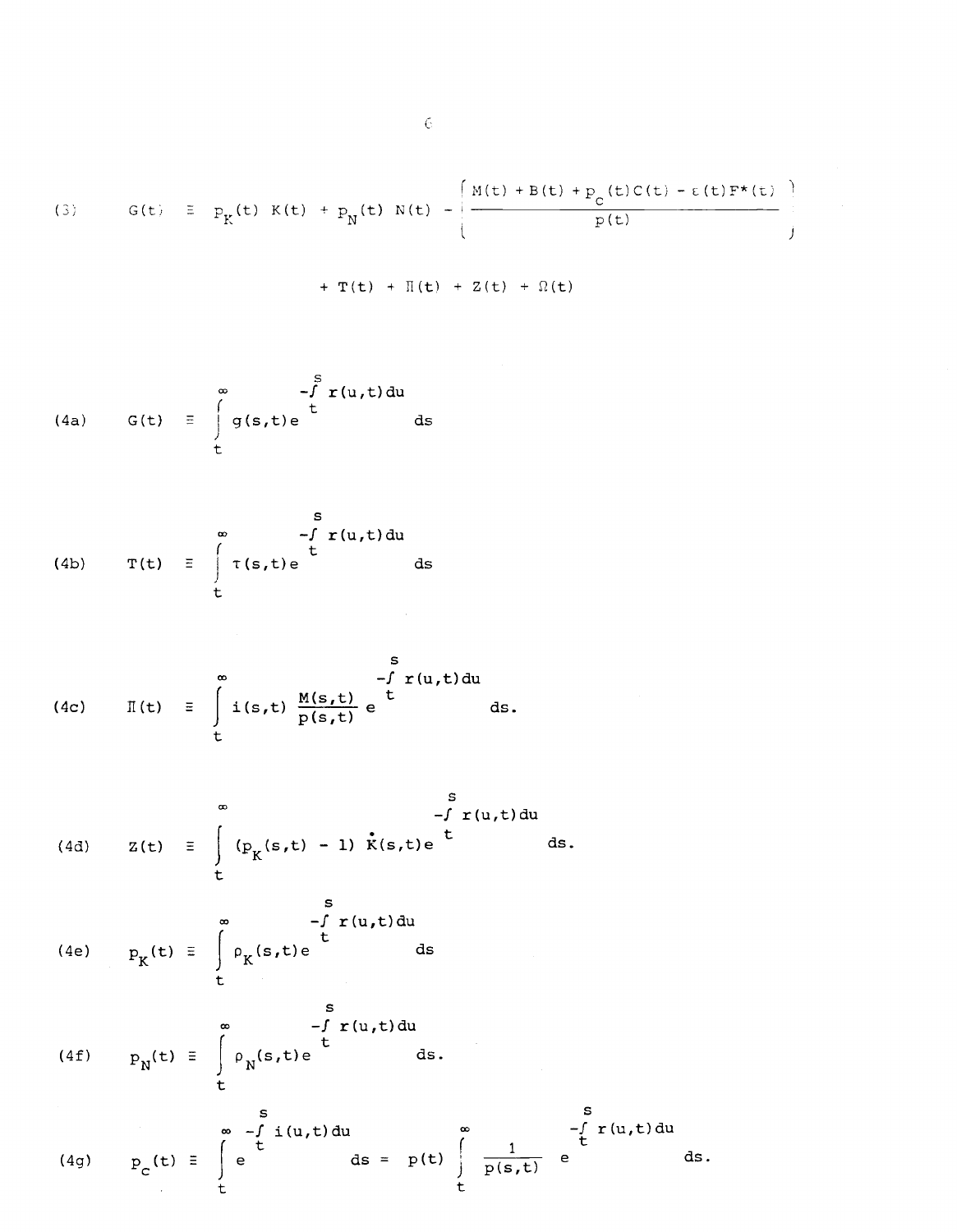(3) $$G(t) \equiv p_K(t)\ K(t) + p_N(t)\ N(t) - \left\{ \frac{M(t) + B(t) + p_c(t)C(t) - \varepsilon(t)F^*(t)}{p(t)} \right\}$$

$$+ T(t) + \Pi(t) + Z(t) + \Omega(t)$$

(4a) $$G(t) \equiv \int_t^\infty g(s,t) e^{-\int_t^s r(u,t)du} ds$$

(4b) $$T(t) \equiv \int_t^\infty \tau(s,t) e^{-\int_t^s r(u,t)du} ds$$

(4c) $$\Pi(t) \equiv \int_t^\infty i(s,t) \frac{M(s,t)}{p(s,t)} e^{-\int_t^s r(u,t)du} ds.$$

(4d) $$Z(t) \equiv \int_t^\infty (p_K(s,t) - 1)\ \dot{K}(s,t) e^{-\int_t^s r(u,t)du} ds.$$

(4e) $$p_K(t) \equiv \int_t^\infty \rho_K(s,t) e^{-\int_t^s r(u,t)du} ds$$

(4f) $$p_N(t) \equiv \int_t^\infty \rho_N(s,t) e^{-\int_t^s r(u,t)du} ds.$$

(4g) $$p_c(t) \equiv \int_t^\infty e^{-\int_t^s i(u,t)du} ds = p(t) \int_t^\infty \frac{1}{p(s,t)} e^{-\int_t^s r(u,t)du} ds.$$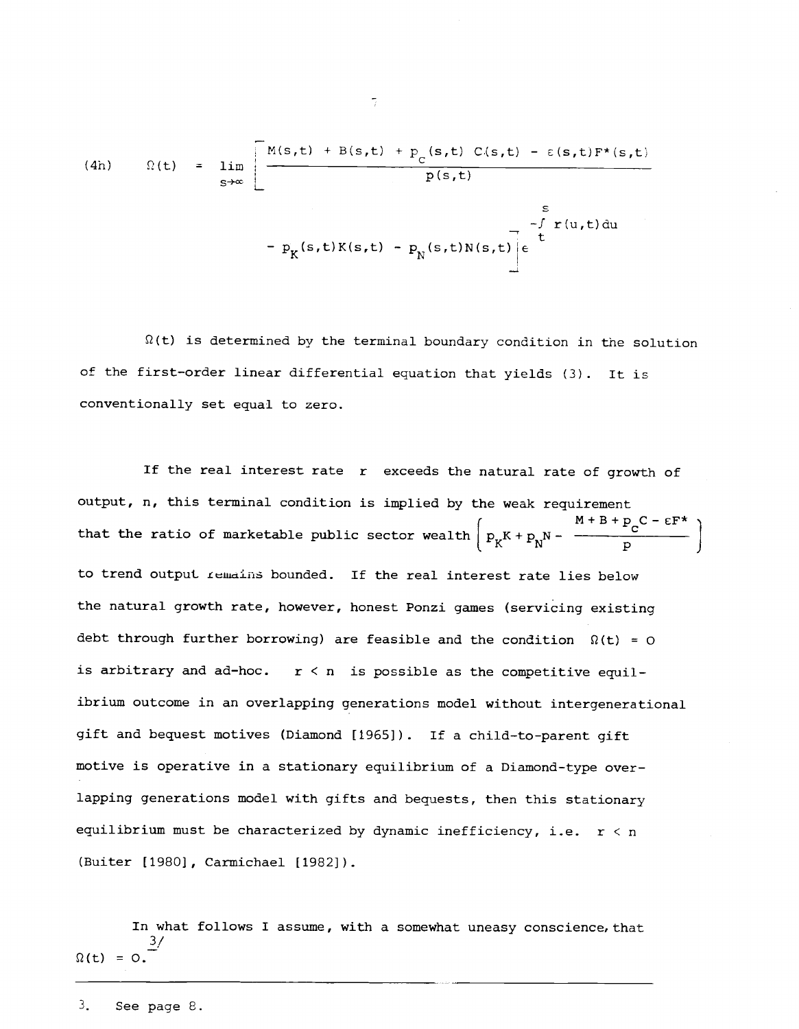$$(4h) \qquad \Omega(t) = \lim_{s\to\infty} \left[ \frac{M(s,t) + B(s,t) + p_C(s,t)\, C(s,t) - \varepsilon(s,t) F^*(s,t)}{p(s,t)} - p_K(s,t) K(s,t) - p_N(s,t) N(s,t) \right] e^{-\int_t^s r(u,t)\,du}$$

$\Omega(t)$ is determined by the terminal boundary condition in the solution of the first-order linear differential equation that yields (3). It is conventionally set equal to zero.

If the real interest rate $r$ exceeds the natural rate of growth of output, $n$, this terminal condition is implied by the weak requirement that the ratio of marketable public sector wealth $\left( p_K K + p_N N - \frac{M + B + p_C C - \varepsilon F^*}{p} \right)$ to trend output remains bounded. If the real interest rate lies below the natural growth rate, however, honest Ponzi games (servicing existing debt through further borrowing) are feasible and the condition $\Omega(t) = 0$ is arbitrary and ad-hoc. $r < n$ is possible as the competitive equilibrium outcome in an overlapping generations model without intergenerational gift and bequest motives (Diamond [1965]). If a child-to-parent gift motive is operative in a stationary equilibrium of a Diamond-type overlapping generations model with gifts and bequests, then this stationary equilibrium must be characterized by dynamic inefficiency, i.e. $r < n$ (Buiter [1980], Carmichael [1982]).

In what follows I assume, with a somewhat uneasy conscience, that $\Omega(t) = 0$.[3]

---

3. See page 8.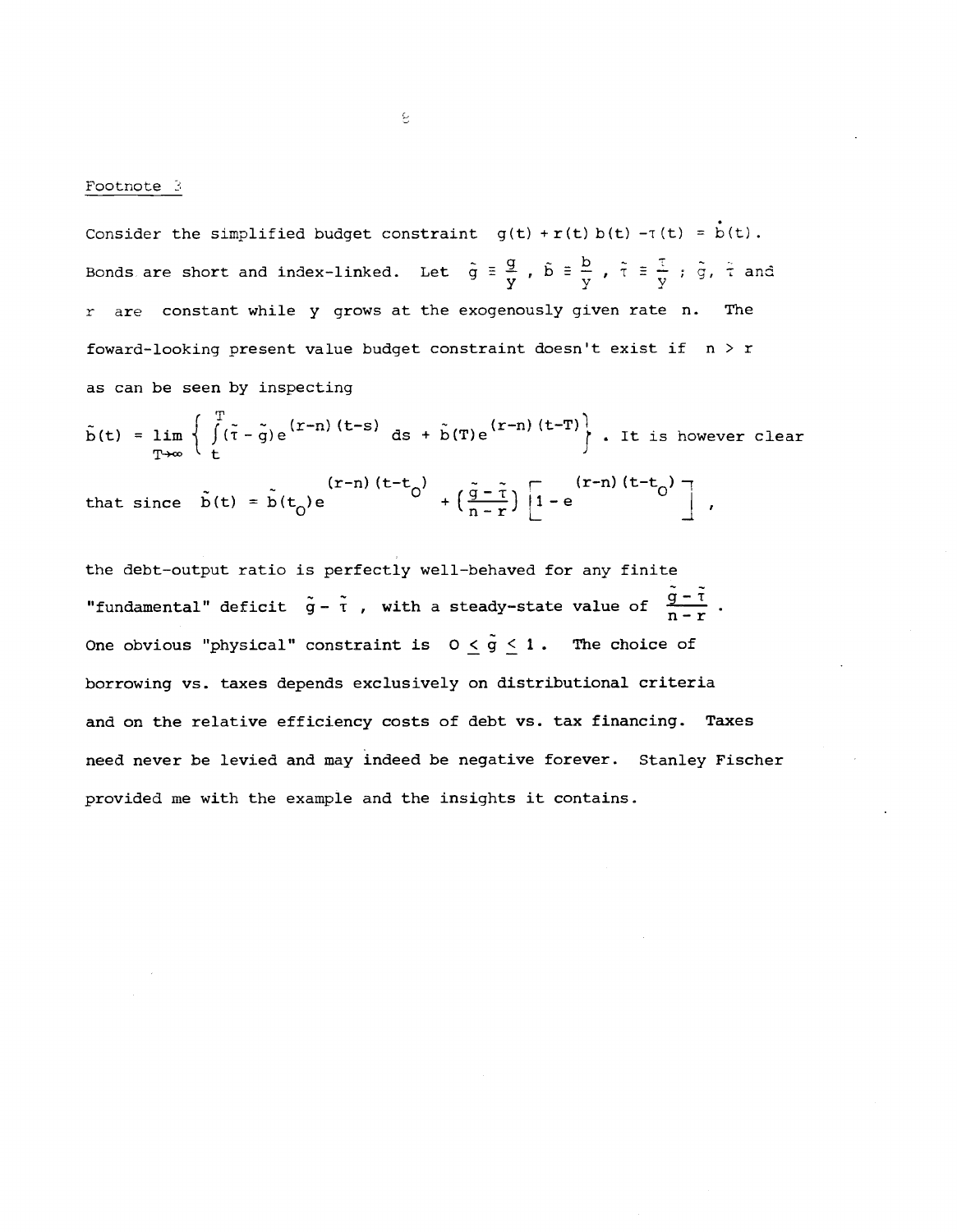Footnote 3

Consider the simplified budget constraint $g(t) + r(t)\,b(t) - \tau(t) = \dot{b}(t)$. Bonds are short and index-linked. Let $\tilde{g} \equiv \frac{g}{y}$, $\tilde{b} \equiv \frac{b}{y}$, $\tilde{\tau} \equiv \frac{\tau}{y}$ ; $\tilde{g}$, $\tilde{\tau}$ and $r$ are constant while $y$ grows at the exogenously given rate $n$. The foward-looking present value budget constraint doesn't exist if $n > r$ as can be seen by inspecting

$$\tilde{b}(t) = \lim_{T\to\infty} \left\{ \int_t^T (\tilde{\tau} - \tilde{g})\, e^{(r-n)(t-s)}\, ds + \tilde{b}(T)\, e^{(r-n)(t-T)} \right\}.$$ It is however clear that since $\tilde{b}(t) = \tilde{b}(t_0)\, e^{(r-n)(t-t_0)} + \left(\frac{\tilde{g}-\tilde{\tau}}{n-r}\right)\left[1 - e^{(r-n)(t-t_0)}\right]$,

the debt-output ratio is perfectly well-behaved for any finite "fundamental" deficit $\tilde{g} - \tilde{\tau}$ , with a steady-state value of $\frac{\tilde{g}-\tilde{\tau}}{n-r}$ . One obvious "physical" constraint is $0 \leq \tilde{g} \leq 1$ . The choice of borrowing vs. taxes depends exclusively on distributional criteria and on the relative efficiency costs of debt vs. tax financing. Taxes need never be levied and may indeed be negative forever. Stanley Fischer provided me with the example and the insights it contains.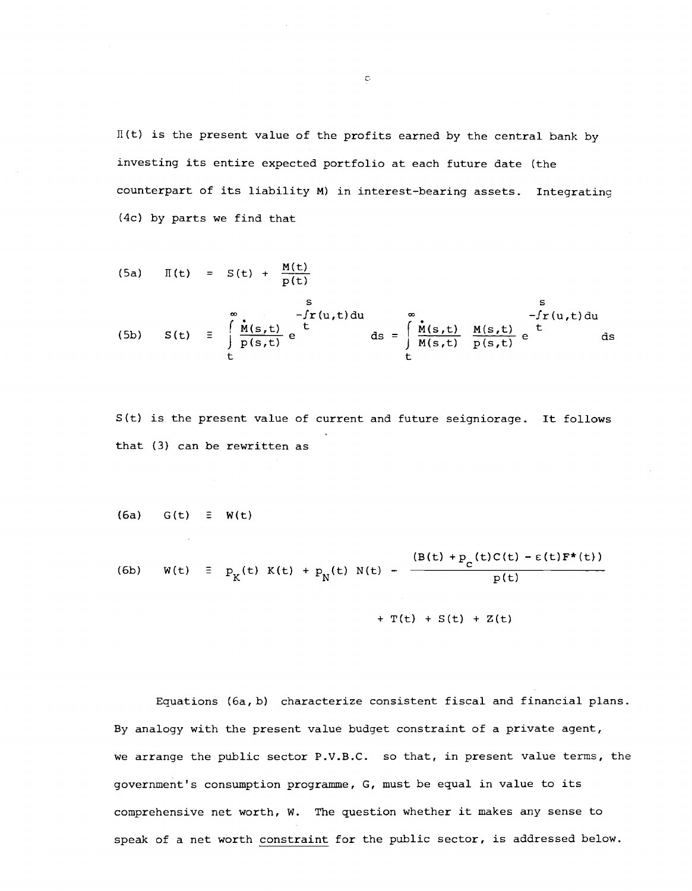$\Pi(t)$ is the present value of the profits earned by the central bank by investing its entire expected portfolio at each future date (the counterpart of its liability M) in interest-bearing assets. Integrating (4c) by parts we find that

$$\text{(5a)} \qquad \Pi(t) \;=\; S(t) + \frac{M(t)}{p(t)}$$

$$\text{(5b)} \qquad S(t) \;\equiv\; \int_t^{\infty} \frac{\dot{M}(s,t)}{p(s,t)} e^{-\int_t^s r(u,t)du} ds \;=\; \int_t^{\infty} \frac{\dot{M}(s,t)}{M(s,t)} \frac{M(s,t)}{p(s,t)} e^{-\int_t^s r(u,t)du} ds$$

$S(t)$ is the present value of current and future seigniorage. It follows that (3) can be rewritten as

$$\text{(6a)} \qquad G(t) \;\equiv\; W(t)$$

$$\text{(6b)} \qquad W(t) \;\equiv\; p_K(t)\,K(t) + p_N(t)\,N(t) - \frac{(B(t) + p_C(t)C(t) - \varepsilon(t)F^*(t))}{p(t)} + T(t) + S(t) + Z(t)$$

Equations (6a, b) characterize consistent fiscal and financial plans. By analogy with the present value budget constraint of a private agent, we arrange the public sector P.V.B.C. so that, in present value terms, the government's consumption programme, G, must be equal in value to its comprehensive net worth, W. The question whether it makes any sense to speak of a net worth constraint for the public sector, is addressed below.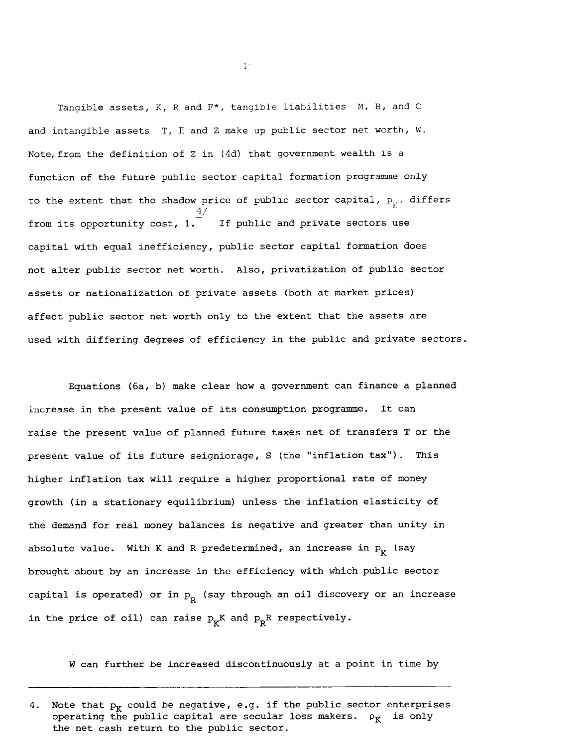Tangible assets, $K$, $R$ and $F^*$, tangible liabilities $M$, $B$, and $C$ and intangible assets $T$, $\Pi$ and $Z$ make up public sector net worth, $W$. Note, from the definition of $Z$ in (4d) that government wealth is a function of the future public sector capital formation programme only to the extent that the shadow price of public sector capital, $p_K$, differs from its opportunity cost, 1.[4] If public and private sectors use capital with equal inefficiency, public sector capital formation does not alter public sector net worth. Also, privatization of public sector assets or nationalization of private assets (both at market prices) affect public sector net worth only to the extent that the assets are used with differing degrees of efficiency in the public and private sectors.

Equations (6a, b) make clear how a government can finance a planned increase in the present value of its consumption programme. It can raise the present value of planned future taxes net of transfers $T$ or the present value of its future seigniorage, $S$ (the "inflation tax"). This higher inflation tax will require a higher proportional rate of money growth (in a stationary equilibrium) unless the inflation elasticity of the demand for real money balances is negative and greater than unity in absolute value. With $K$ and $R$ predetermined, an increase in $p_K$ (say brought about by an increase in the efficiency with which public sector capital is operated) or in $p_R$ (say through an oil discovery or an increase in the price of oil) can raise $p_K K$ and $p_R R$ respectively.

$W$ can further be increased discontinuously at a point in time by

---

4. Note that $p_K$ could be negative, e.g. if the public sector enterprises operating the public capital are secular loss makers. $\rho_K$ is only the net cash return to the public sector.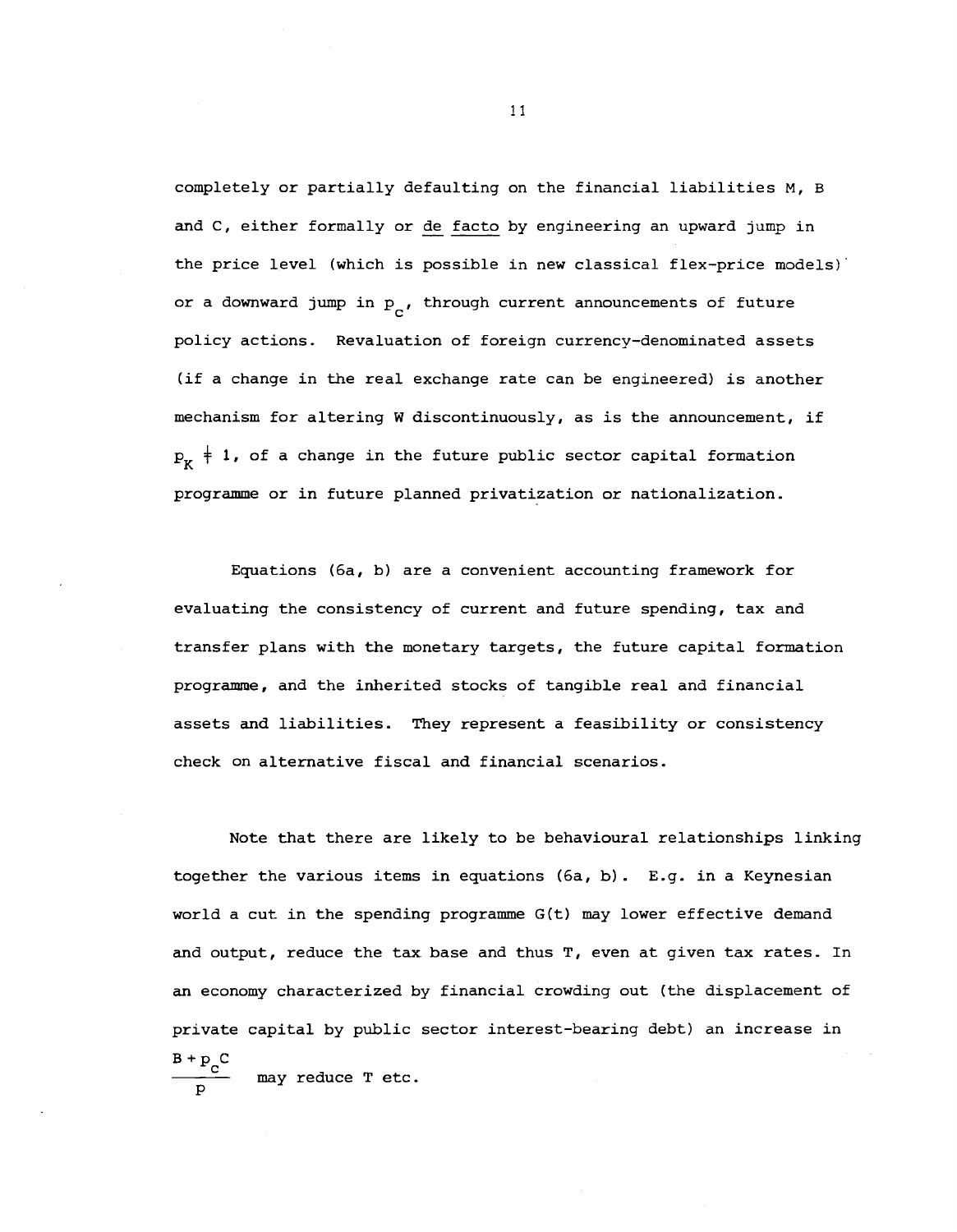completely or partially defaulting on the financial liabilities M, B and C, either formally or *de facto* by engineering an upward jump in the price level (which is possible in new classical flex-price models) or a downward jump in $p_C$, through current announcements of future policy actions. Revaluation of foreign currency-denominated assets (if a change in the real exchange rate can be engineered) is another mechanism for altering W discontinuously, as is the announcement, if $p_K \neq 1$, of a change in the future public sector capital formation programme or in future planned privatization or nationalization.

Equations (6a, b) are a convenient accounting framework for evaluating the consistency of current and future spending, tax and transfer plans with the monetary targets, the future capital formation programme, and the inherited stocks of tangible real and financial assets and liabilities. They represent a feasibility or consistency check on alternative fiscal and financial scenarios.

Note that there are likely to be behavioural relationships linking together the various items in equations (6a, b). E.g. in a Keynesian world a cut in the spending programme G(t) may lower effective demand and output, reduce the tax base and thus T, even at given tax rates. In an economy characterized by financial crowding out (the displacement of private capital by public sector interest-bearing debt) an increase in $\frac{B + p_C C}{P}$ may reduce T etc.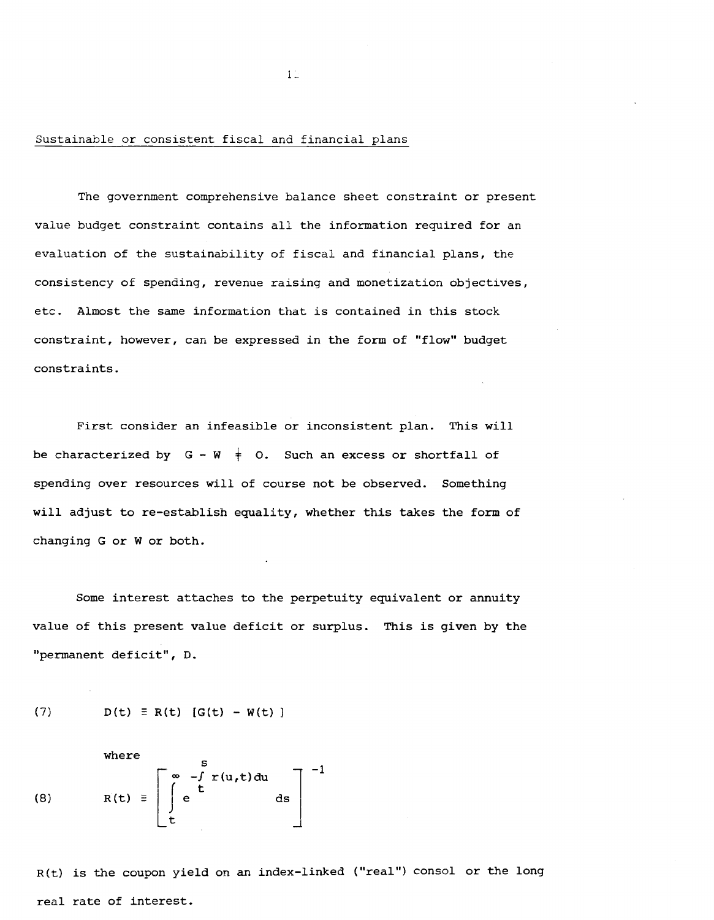Sustainable or consistent fiscal and financial plans

The government comprehensive balance sheet constraint or present value budget constraint contains all the information required for an evaluation of the sustainability of fiscal and financial plans, the consistency of spending, revenue raising and monetization objectives, etc. Almost the same information that is contained in this stock constraint, however, can be expressed in the form of "flow" budget constraints.

First consider an infeasible or inconsistent plan. This will be characterized by $G - W \neq 0$. Such an excess or shortfall of spending over resources will of course not be observed. Something will adjust to re-establish equality, whether this takes the form of changing G or W or both.

Some interest attaches to the perpetuity equivalent or annuity value of this present value deficit or surplus. This is given by the "permanent deficit", D.

$$D(t) \equiv R(t)\,[G(t) - W(t)] \tag{7}$$

where

$$R(t) \equiv \left[ \int_t^{\infty} e^{-\int_t^s r(u,t)\,du}\, ds \right]^{-1} \tag{8}$$

$R(t)$ is the coupon yield on an index-linked ("real") consol or the long real rate of interest.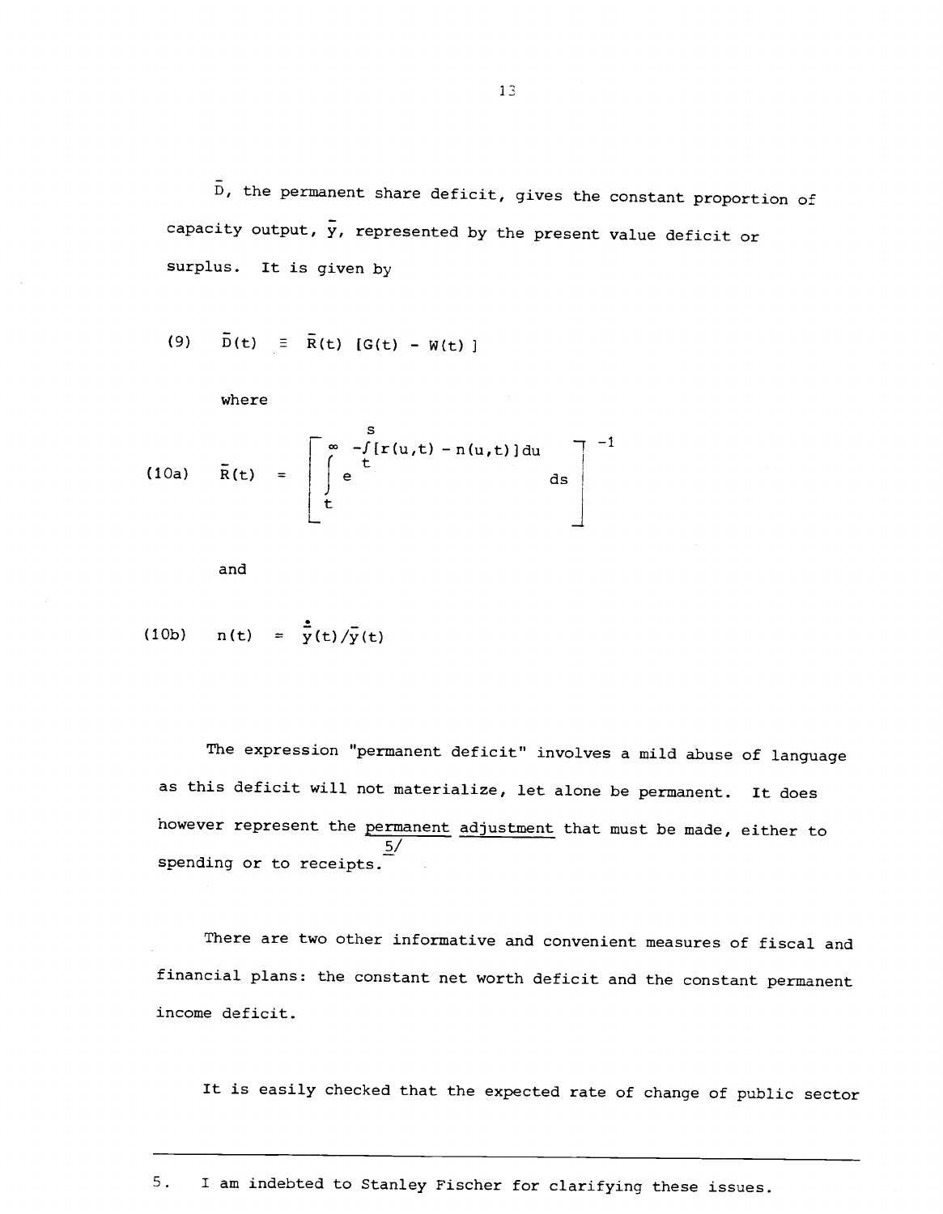$\bar{D}$, the permanent share deficit, gives the constant proportion of capacity output, $\bar{y}$, represented by the present value deficit or surplus. It is given by

$$\text{(9)} \qquad \bar{D}(t) \equiv \bar{R}(t)\,[G(t) - W(t)]$$

where

$$\text{(10a)} \qquad \bar{R}(t) = \left[ \int_t^{\infty} e^{-\int_t^s [r(u,t) - n(u,t)]du} \, ds \right]^{-1}$$

and

$$\text{(10b)} \qquad n(t) = \dot{\bar{y}}(t)/\bar{y}(t)$$

The expression "permanent deficit" involves a mild abuse of language as this deficit will not materialize, let alone be permanent. It does however represent the permanent adjustment that must be made, either to spending or to receipts.[5]

There are two other informative and convenient measures of fiscal and financial plans: the constant net worth deficit and the constant permanent income deficit.

It is easily checked that the expected rate of change of public sector

---

5. I am indebted to Stanley Fischer for clarifying these issues.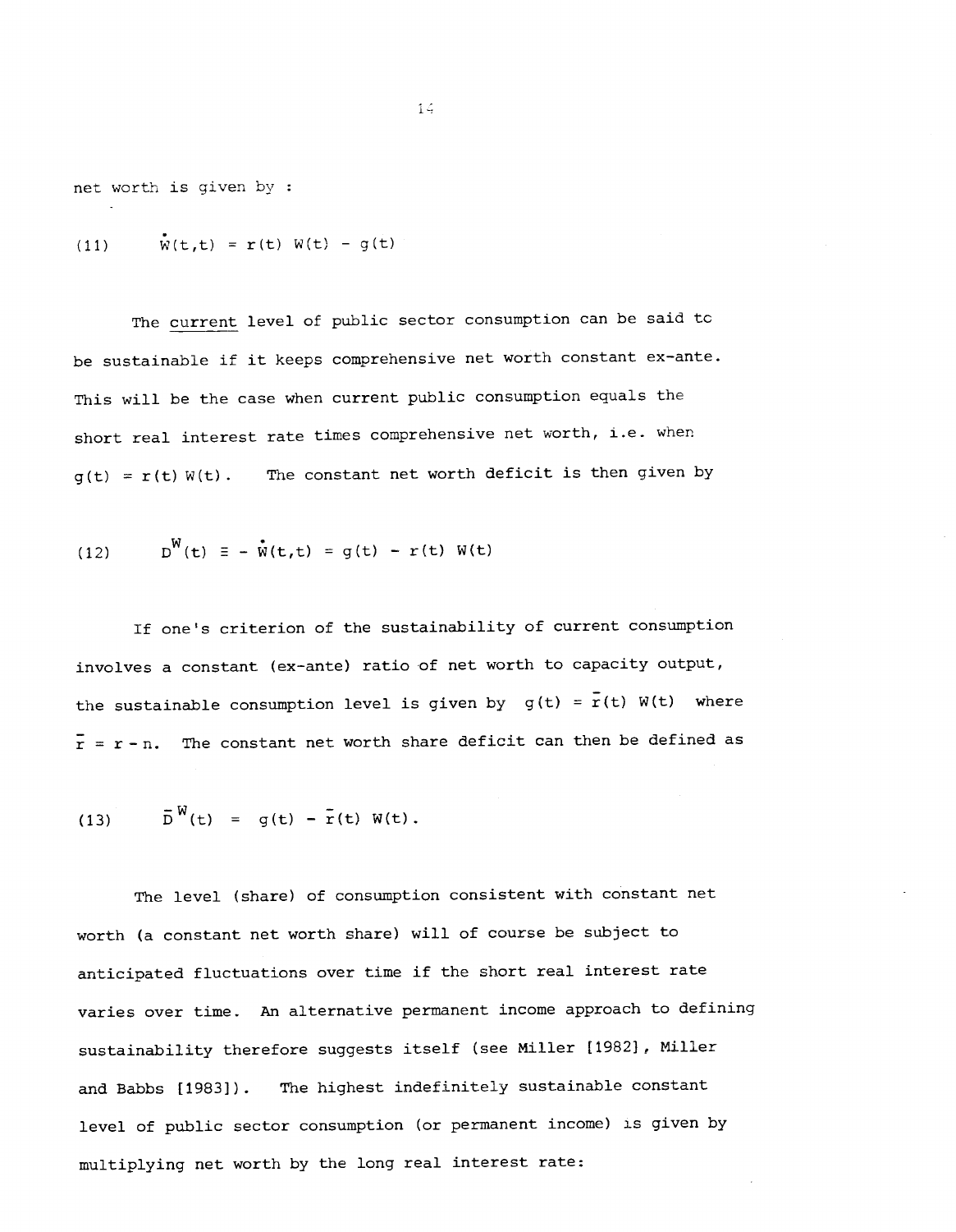net worth is given by :

$$\dot{W}(t,t) = r(t)\, W(t) - g(t) \tag{11}$$

The *current* level of public sector consumption can be said tc be sustainable if it keeps comprehensive net worth constant ex-ante. This will be the case when current public consumption equals the short real interest rate times comprehensive net worth, i.e. when $g(t) = r(t)\, W(t)$. The constant net worth deficit is then given by

$$D^{W}(t) \equiv -\dot{W}(t,t) = g(t) - r(t)\, W(t) \tag{12}$$

If one's criterion of the sustainability of current consumption involves a constant (ex-ante) ratio of net worth to capacity output, the sustainable consumption level is given by $g(t) = \bar{r}(t)\, W(t)$ where $\bar{r} = r - n$. The constant net worth share deficit can then be defined as

$$\bar{D}^{W}(t) = g(t) - \bar{r}(t)\, W(t). \tag{13}$$

The level (share) of consumption consistent with constant net worth (a constant net worth share) will of course be subject to anticipated fluctuations over time if the short real interest rate varies over time. An alternative permanent income approach to defining sustainability therefore suggests itself (see Miller [1982], Miller and Babbs [1983]). The highest indefinitely sustainable constant level of public sector consumption (or permanent income) is given by multiplying net worth by the long real interest rate: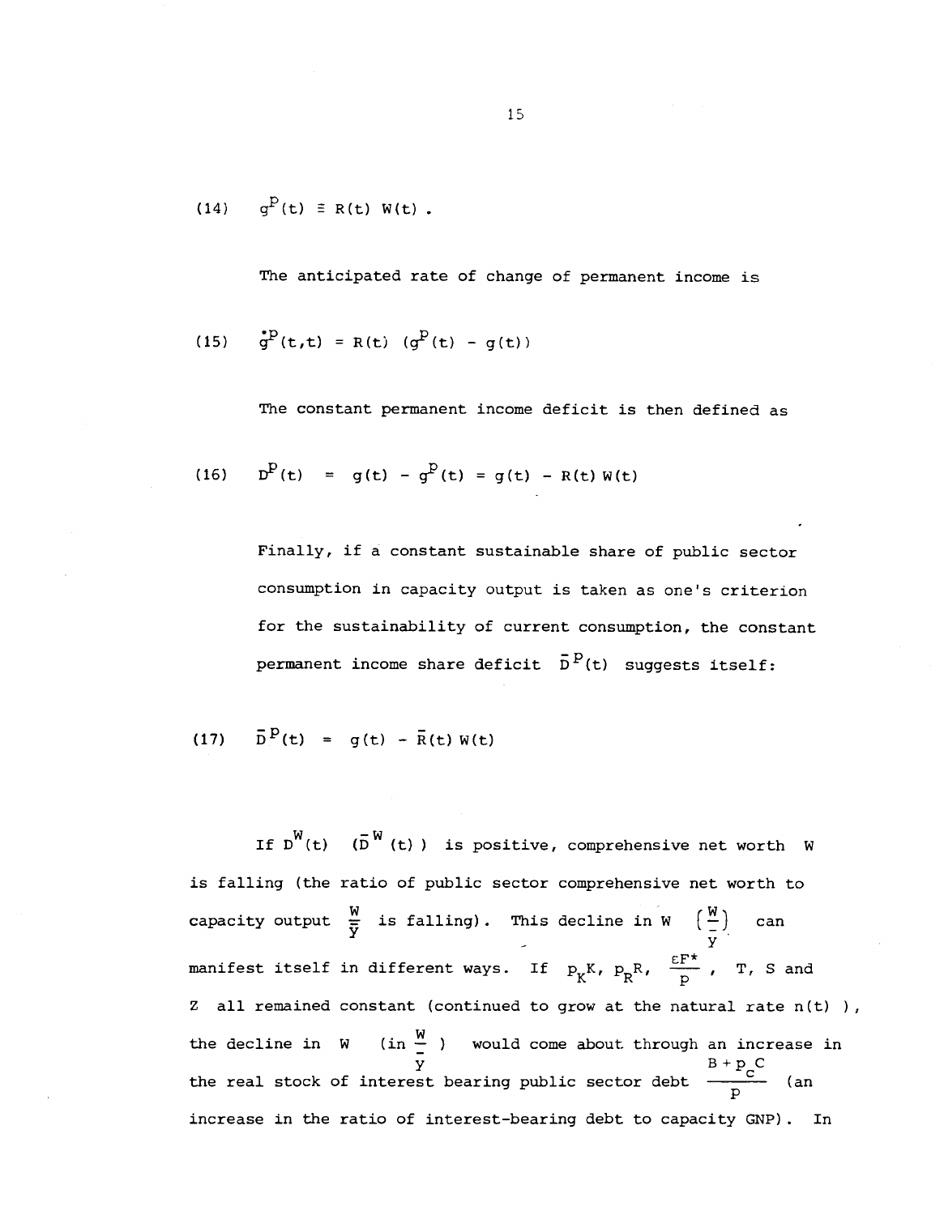$$(14) \quad g^P(t) \equiv R(t)\, W(t) \,.$$

The anticipated rate of change of permanent income is

$$(15) \quad \dot{g}^P(t,t) = R(t)\, (g^P(t) - g(t))$$

The constant permanent income deficit is then defined as

$$(16) \quad D^P(t) = g(t) - g^P(t) = g(t) - R(t)\, W(t)$$

Finally, if a constant sustainable share of public sector consumption in capacity output is taken as one's criterion for the sustainability of current consumption, the constant permanent income share deficit $\bar{D}^P(t)$ suggests itself:

$$(17) \quad \bar{D}^P(t) = g(t) - \bar{R}(t)\, W(t)$$

If $D^W(t)$ $(\bar{D}^W(t))$ is positive, comprehensive net worth $W$ is falling (the ratio of public sector comprehensive net worth to capacity output $\frac{W}{\bar{y}}$ is falling). This decline in $W$ $\left(\frac{W}{\bar{y}}\right)$ can manifest itself in different ways. If $p_K K$, $p_R R$, $\frac{\varepsilon F^*}{p}$, $T$, $S$ and $Z$ all remained constant (continued to grow at the natural rate $n(t)$ ), the decline in $W$ (in $\frac{W}{\bar{y}}$ ) would come about through an increase in the real stock of interest bearing public sector debt $\frac{B + p_C C}{p}$ (an increase in the ratio of interest-bearing debt to capacity GNP). In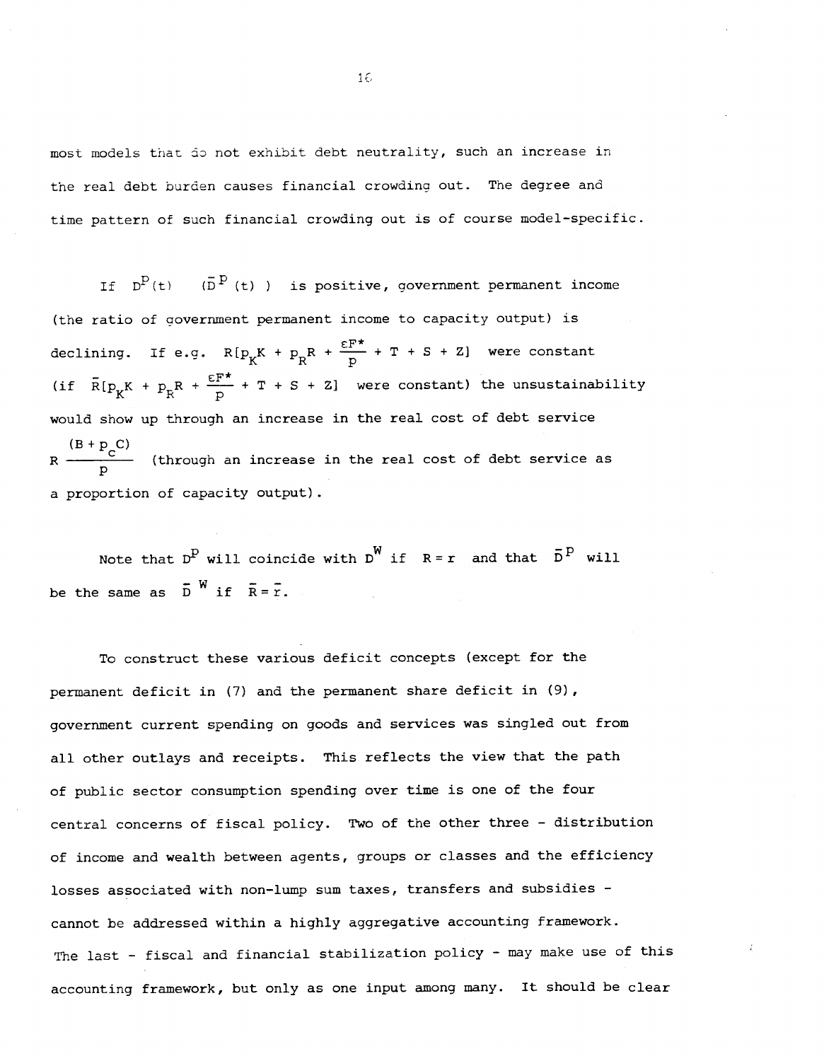most models that do not exhibit debt neutrality, such an increase in the real debt burden causes financial crowding out. The degree and time pattern of such financial crowding out is of course model-specific.

If $D^P(t)$ $(\bar{D}^P(t))$ is positive, government permanent income (the ratio of government permanent income to capacity output) is declining. If e.g. $R[p_K K + p_R R + \frac{\varepsilon F^*}{p} + T + S + Z]$ were constant (if $\bar{R}[p_K K + p_R R + \frac{\varepsilon F^*}{p} + T + S + Z]$ were constant) the unsustainability would show up through an increase in the real cost of debt service $R\frac{(B + p_C C)}{p}$ (through an increase in the real cost of debt service as a proportion of capacity output).

Note that $D^P$ will coincide with $D^W$ if $R = r$ and that $\bar{D}^P$ will be the same as $\bar{D}^W$ if $\bar{R} = \bar{r}$.

To construct these various deficit concepts (except for the permanent deficit in (7) and the permanent share deficit in (9), government current spending on goods and services was singled out from all other outlays and receipts. This reflects the view that the path of public sector consumption spending over time is one of the four central concerns of fiscal policy. Two of the other three - distribution of income and wealth between agents, groups or classes and the efficiency losses associated with non-lump sum taxes, transfers and subsidies - cannot be addressed within a highly aggregative accounting framework. The last - fiscal and financial stabilization policy - may make use of this accounting framework, but only as one input among many. It should be clear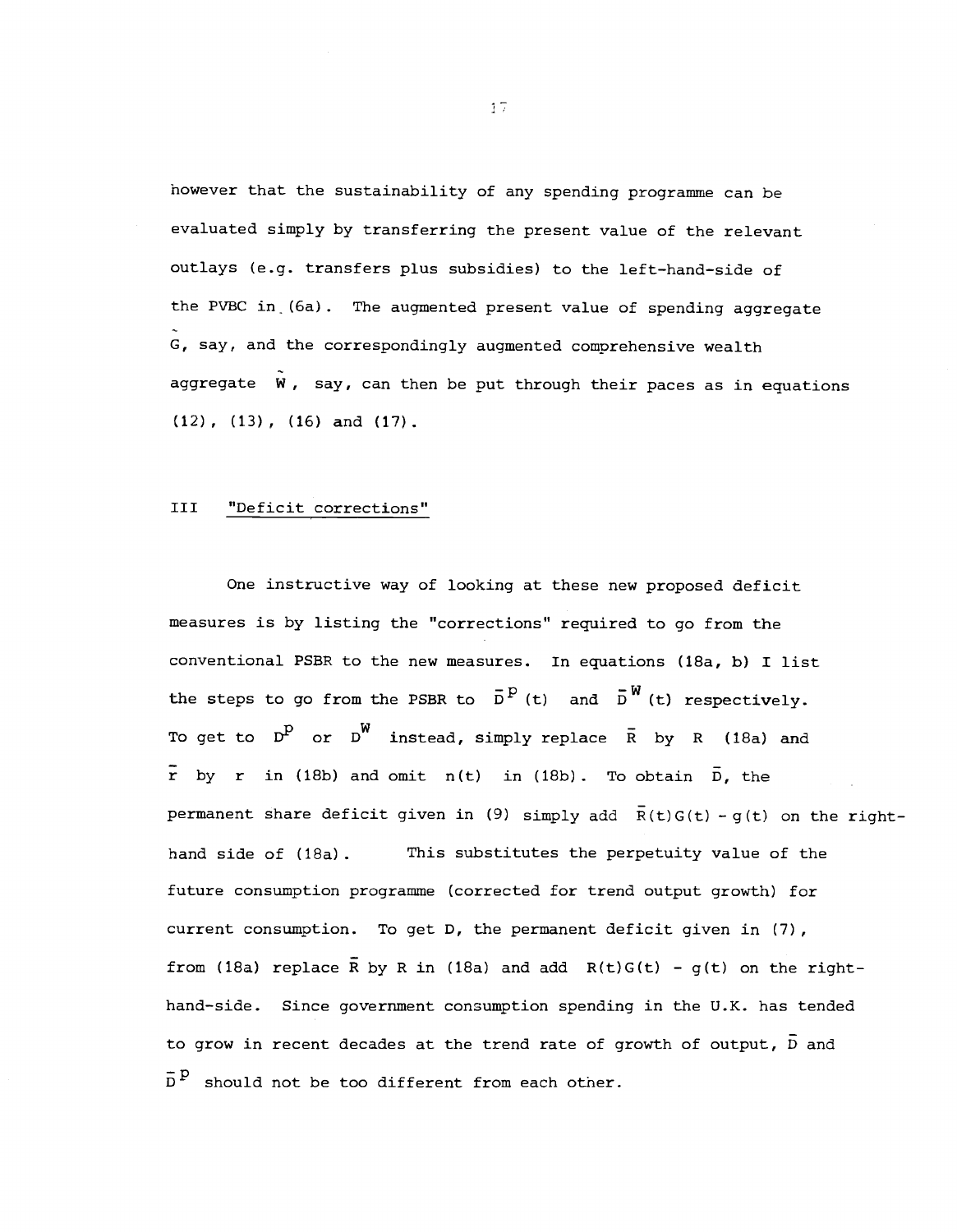however that the sustainability of any spending programme can be evaluated simply by transferring the present value of the relevant outlays (e.g. transfers plus subsidies) to the left-hand-side of the PVBC in (6a). The augmented present value of spending aggregate $\tilde{G}$, say, and the correspondingly augmented comprehensive wealth aggregate $\tilde{W}$, say, can then be put through their paces as in equations (12), (13), (16) and (17).

## III "Deficit corrections"

One instructive way of looking at these new proposed deficit measures is by listing the "corrections" required to go from the conventional PSBR to the new measures. In equations (18a, b) I list the steps to go from the PSBR to $\bar{D}^{P}(t)$ and $\bar{D}^{W}(t)$ respectively. To get to $D^{P}$ or $D^{W}$ instead, simply replace $\bar{R}$ by $R$ (18a) and $\bar{r}$ by $r$ in (18b) and omit $n(t)$ in (18b). To obtain $\bar{D}$, the permanent share deficit given in (9) simply add $\bar{R}(t)G(t) - g(t)$ on the right-hand side of (18a). This substitutes the perpetuity value of the future consumption programme (corrected for trend output growth) for current consumption. To get D, the permanent deficit given in (7), from (18a) replace $\bar{R}$ by R in (18a) and add $R(t)G(t) - g(t)$ on the right-hand-side. Since government consumption spending in the U.K. has tended to grow in recent decades at the trend rate of growth of output, $\bar{D}$ and $\bar{D}^{P}$ should not be too different from each other.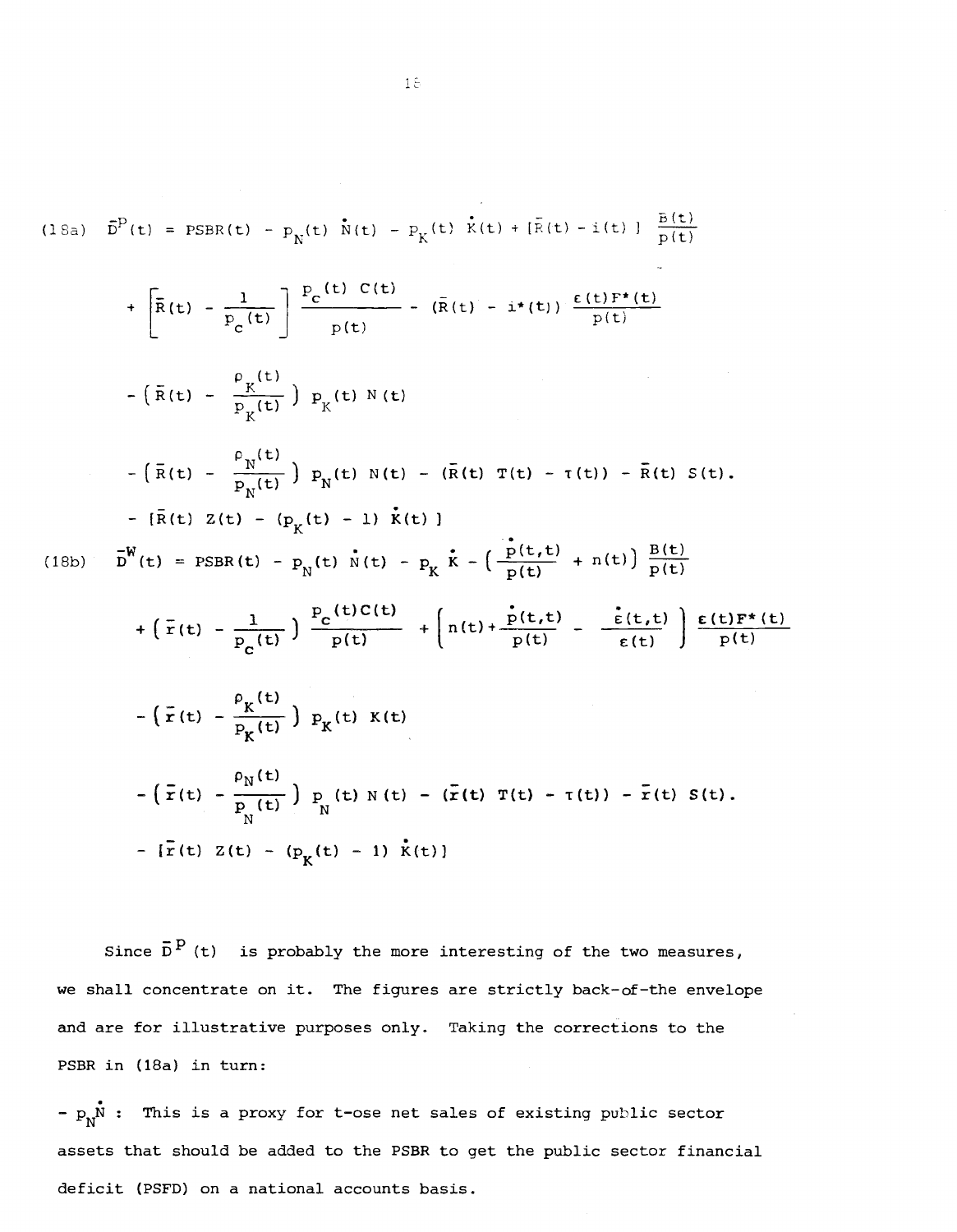(18a) $\bar{D}^P(t) = PSBR(t) - p_N(t)\,\dot{N}(t) - p_K(t)\,\dot{K}(t) + [\bar{R}(t) - i(t)]\,\frac{B(t)}{p(t)}$

$$+ \left[\bar{R}(t) - \frac{1}{p_c(t)}\right] \frac{p_c(t)\,C(t)}{p(t)} - (\bar{R}(t) - i^*(t))\,\frac{\varepsilon(t)F^*(t)}{p(t)}$$

$$- \left(\bar{R}(t) - \frac{\rho_K(t)}{p_K(t)}\right) p_K(t)\,N(t)$$

$$- \left(\bar{R}(t) - \frac{\rho_N(t)}{p_N(t)}\right) p_N(t)\,N(t) - (\bar{R}(t)\,T(t) - \tau(t)) - \bar{R}(t)\,S(t).$$

$$- [\bar{R}(t)\,Z(t) - (p_K(t) - 1)\,\dot{K}(t)]$$

(18b) $\bar{D}^W(t) = PSBR(t) - p_N(t)\,\dot{N}(t) - p_K\,\dot{K} - \left(\frac{\dot{p}(t,t)}{p(t)} + n(t)\right) \frac{B(t)}{p(t)}$

$$+ \left(\bar{r}(t) - \frac{1}{p_c(t)}\right) \frac{p_c(t)C(t)}{p(t)} + \left[n(t) + \frac{\dot{p}(t,t)}{p(t)} - \frac{\dot{\varepsilon}(t,t)}{\varepsilon(t)}\right] \frac{\varepsilon(t)F^*(t)}{p(t)}$$

$$- \left(\bar{r}(t) - \frac{\rho_K(t)}{p_K(t)}\right) p_K(t)\,K(t)$$

$$- \left(\bar{r}(t) - \frac{\rho_N(t)}{p_N(t)}\right) p_N(t)\,N(t) - (\bar{r}(t)\,T(t) - \tau(t)) - \bar{r}(t)\,S(t).$$

$$- [\bar{r}(t)\,Z(t) - (p_K(t) - 1)\,\dot{K}(t)]$$

Since $\bar{D}^P(t)$ is probably the more interesting of the two measures, we shall concentrate on it. The figures are strictly back-of-the envelope and are for illustrative purposes only. Taking the corrections to the PSBR in (18a) in turn:

$- p_N\dot{N}$ : This is a proxy for t-ose net sales of existing public sector assets that should be added to the PSBR to get the public sector financial deficit (PSFD) on a national accounts basis.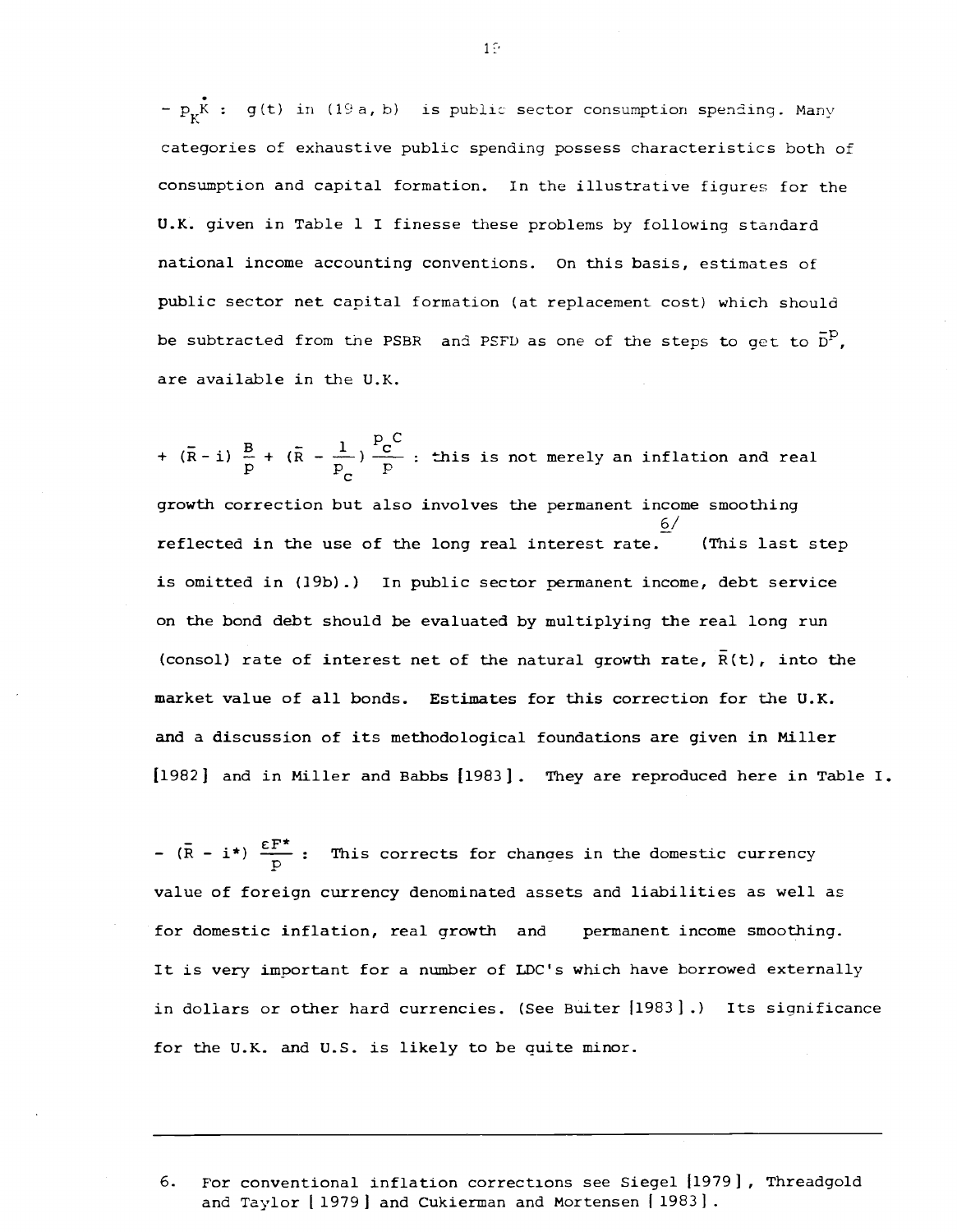$- p_K \dot{K}$ : $g(t)$ in (19 a, b) is public sector consumption spending. Many categories of exhaustive public spending possess characteristics both of consumption and capital formation. In the illustrative figures for the U.K. given in Table 1 I finesse these problems by following standard national income accounting conventions. On this basis, estimates of public sector net capital formation (at replacement cost) which should be subtracted from the PSBR and PSFD as one of the steps to get to $\bar{D}^p$, are available in the U.K.

$+ (\bar{R} - i) \frac{B}{p} + (\bar{R} - \frac{1}{p_c}) \frac{p_c C}{p}$ : this is not merely an inflation and real growth correction but also involves the permanent income smoothing reflected in the use of the long real interest rate.[6/] (This last step is omitted in (19b).) In public sector permanent income, debt service on the bond debt should be evaluated by multiplying the real long run (consol) rate of interest net of the natural growth rate, $\bar{R}(t)$, into the market value of all bonds. Estimates for this correction for the U.K. and a discussion of its methodological foundations are given in Miller [1982] and in Miller and Babbs [1983]. They are reproduced here in Table I.

$- (\bar{R} - i^*) \frac{\varepsilon F^*}{p}$ : This corrects for changes in the domestic currency value of foreign currency denominated assets and liabilities as well as for domestic inflation, real growth and permanent income smoothing. It is very important for a number of LDC's which have borrowed externally in dollars or other hard currencies. (See Buiter [1983].) Its significance for the U.K. and U.S. is likely to be quite minor.

---

6. For conventional inflation corrections see Siegel [1979], Threadgold and Taylor [1979] and Cukierman and Mortensen [1983].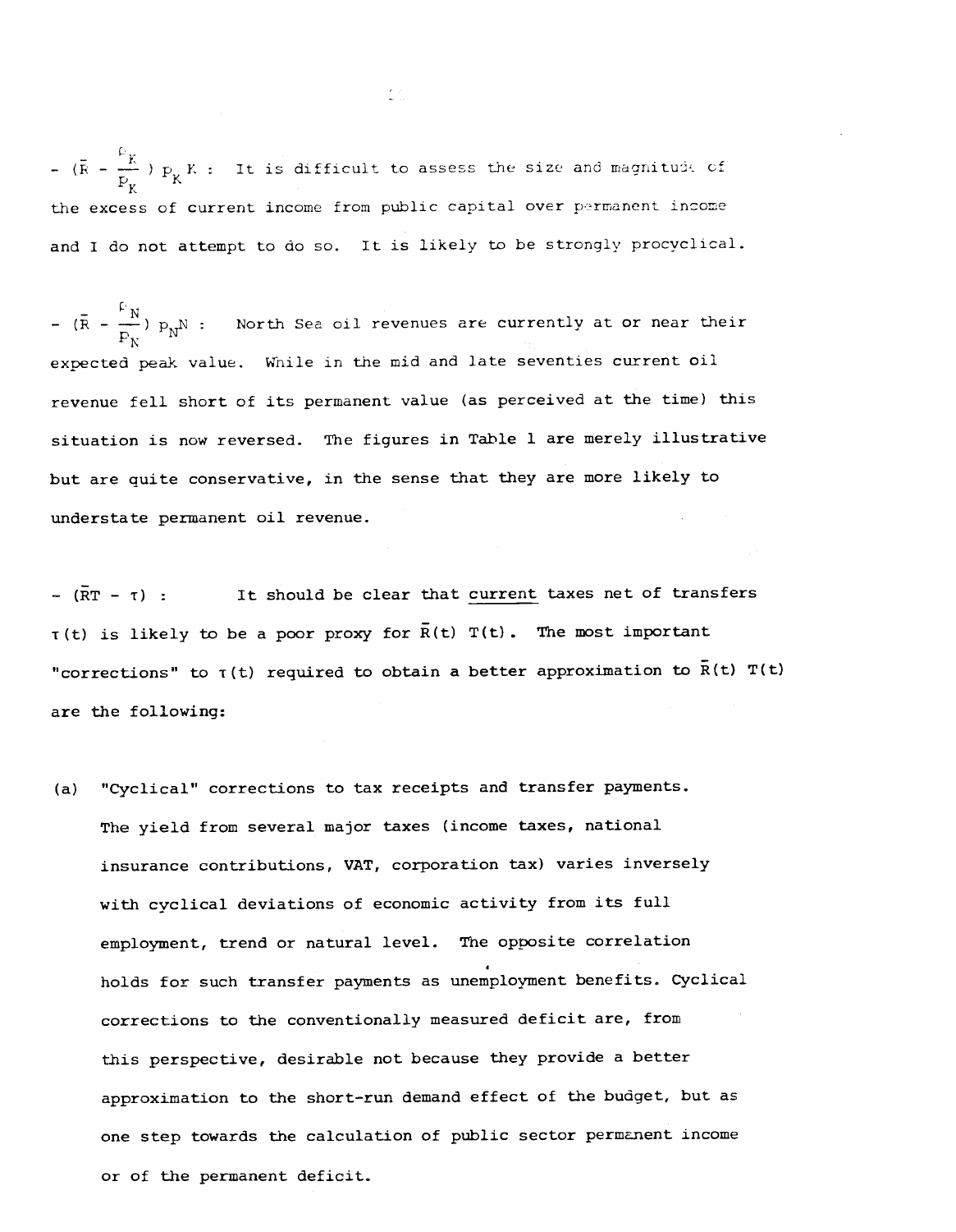- $(\bar{R} - \frac{\rho_K}{p_K}) p_K K$ : It is difficult to assess the size and magnitude of the excess of current income from public capital over permanent income and I do not attempt to do so. It is likely to be strongly procyclical.

- $(\bar{R} - \frac{\rho_N}{p_N}) p_N N$ : North Sea oil revenues are currently at or near their expected peak value. While in the mid and late seventies current oil revenue fell short of its permanent value (as perceived at the time) this situation is now reversed. The figures in Table 1 are merely illustrative but are quite conservative, in the sense that they are more likely to understate permanent oil revenue.

- $(\bar{R}T - \tau)$ : It should be clear that <u>current</u> taxes net of transfers $\tau(t)$ is likely to be a poor proxy for $\bar{R}(t)\ T(t)$. The most important "corrections" to $\tau(t)$ required to obtain a better approximation to $\bar{R}(t)\ T(t)$ are the following:

(a) "Cyclical" corrections to tax receipts and transfer payments. The yield from several major taxes (income taxes, national insurance contributions, VAT, corporation tax) varies inversely with cyclical deviations of economic activity from its full employment, trend or natural level. The opposite correlation holds for such transfer payments as unemployment benefits. Cyclical corrections to the conventionally measured deficit are, from this perspective, desirable not because they provide a better approximation to the short-run demand effect of the budget, but as one step towards the calculation of public sector permanent income or of the permanent deficit.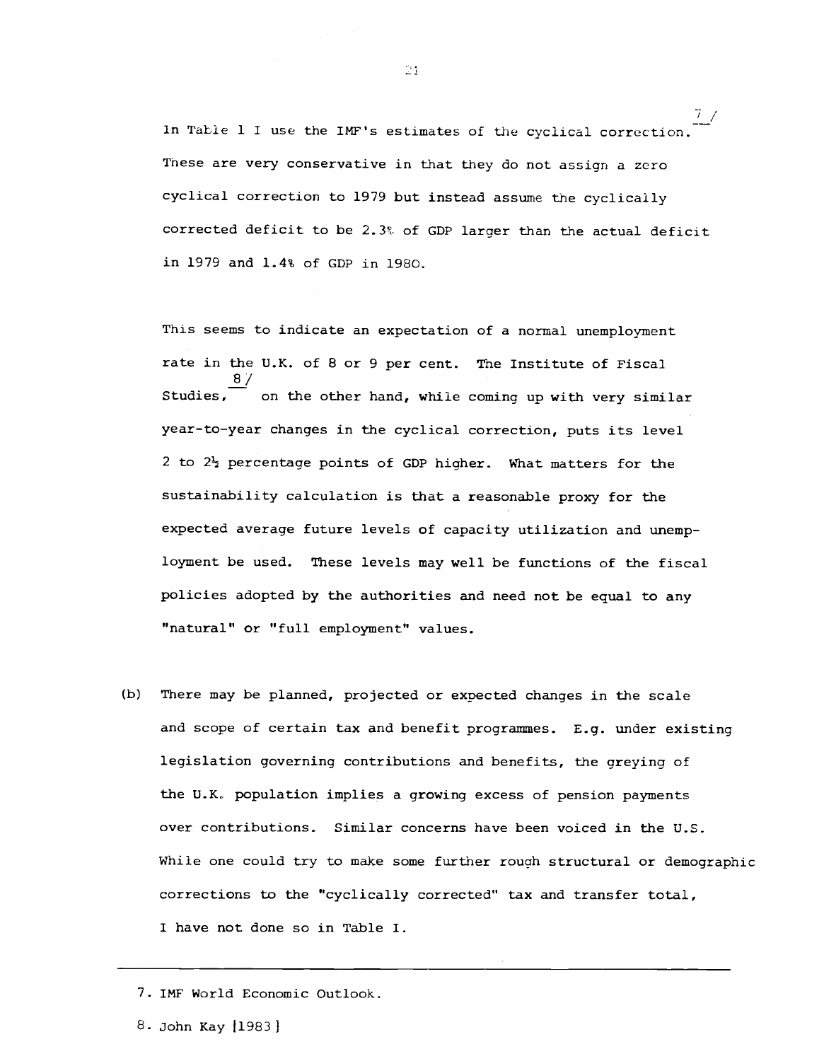In Table 1 I use the IMF's estimates of the cyclical correction.[7] These are very conservative in that they do not assign a zero cyclical correction to 1979 but instead assume the cyclically corrected deficit to be 2.3% of GDP larger than the actual deficit in 1979 and 1.4% of GDP in 1980.

This seems to indicate an expectation of a normal unemployment rate in the U.K. of 8 or 9 per cent. The Institute of Fiscal Studies,[8] on the other hand, while coming up with very similar year-to-year changes in the cyclical correction, puts its level 2 to 2½ percentage points of GDP higher. What matters for the sustainability calculation is that a reasonable proxy for the expected average future levels of capacity utilization and unemployment be used. These levels may well be functions of the fiscal policies adopted by the authorities and need not be equal to any "natural" or "full employment" values.

(b) There may be planned, projected or expected changes in the scale and scope of certain tax and benefit programmes. E.g. under existing legislation governing contributions and benefits, the greying of the U.K. population implies a growing excess of pension payments over contributions. Similar concerns have been voiced in the U.S. While one could try to make some further rough structural or demographic corrections to the "cyclically corrected" tax and transfer total, I have not done so in Table I.

---

7. IMF World Economic Outlook.

8. John Kay [1983]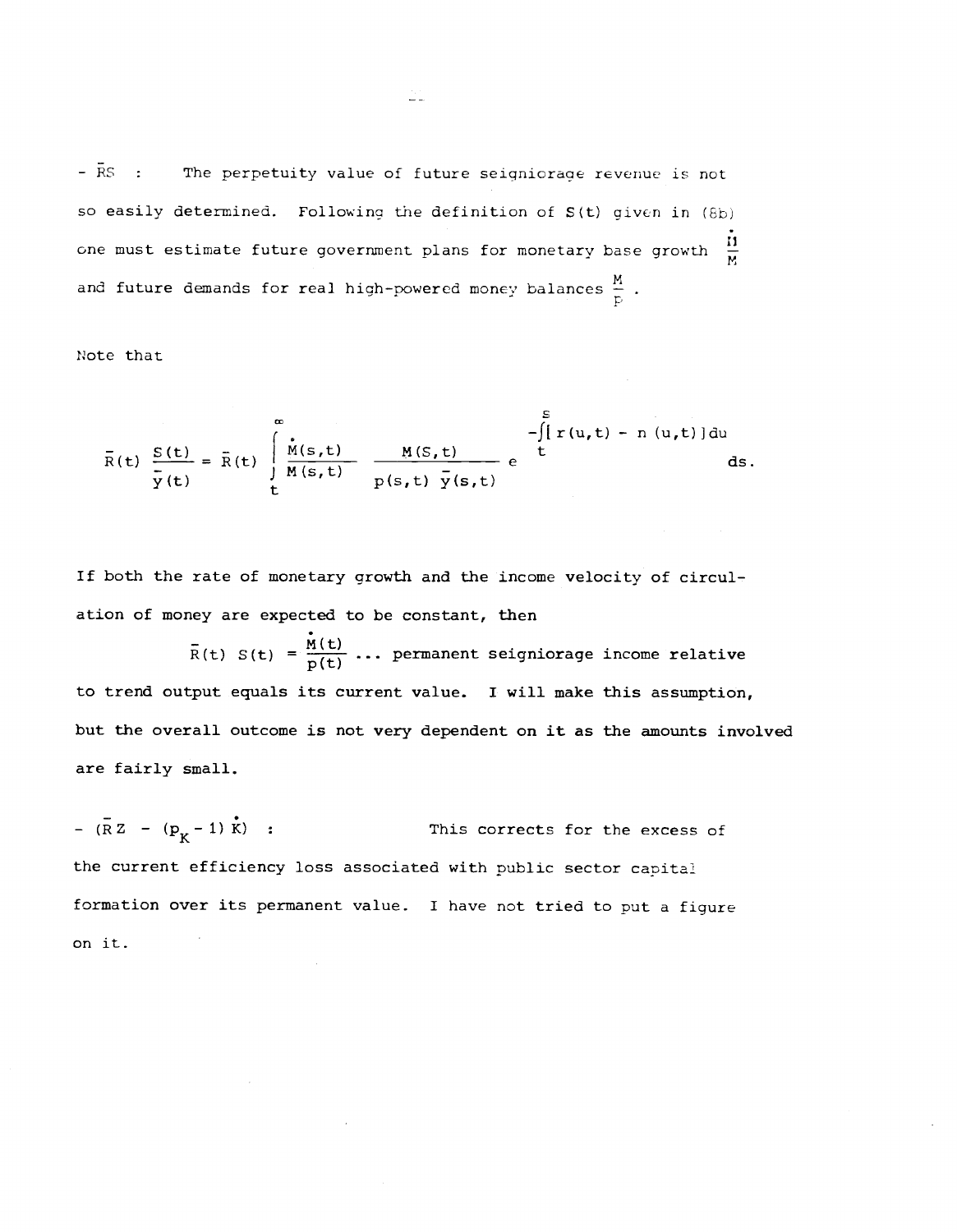- $\bar{R}S$ : The perpetuity value of future seigniorage revenue is not so easily determined. Following the definition of $S(t)$ given in (8b) one must estimate future government plans for monetary base growth $\frac{\dot{M}}{M}$ and future demands for real high-powered money balances $\frac{M}{P}$ .

Note that

$$\bar{R}(t) \frac{S(t)}{\bar{y}(t)} = \bar{R}(t) \int_t^{\infty} \frac{\dot{M}(s,t)}{M(s,t)} \frac{M(S,t)}{p(s,t)\ \bar{y}(s,t)} e^{-\int_t^s [r(u,t) - n(u,t)]du} ds.$$

If both the rate of monetary growth and the income velocity of circulation of money are expected to be constant, then

$$\bar{R}(t)\ S(t) = \frac{\dot{M}(t)}{p(t)}$$

... permanent seigniorage income relative to trend output equals its current value. I will make this assumption, but the overall outcome is not very dependent on it as the amounts involved are fairly small.

- $(\bar{R}Z - (p_K - 1)\dot{K})$ : This corrects for the excess of the current efficiency loss associated with public sector capital formation over its permanent value. I have not tried to put a figure on it.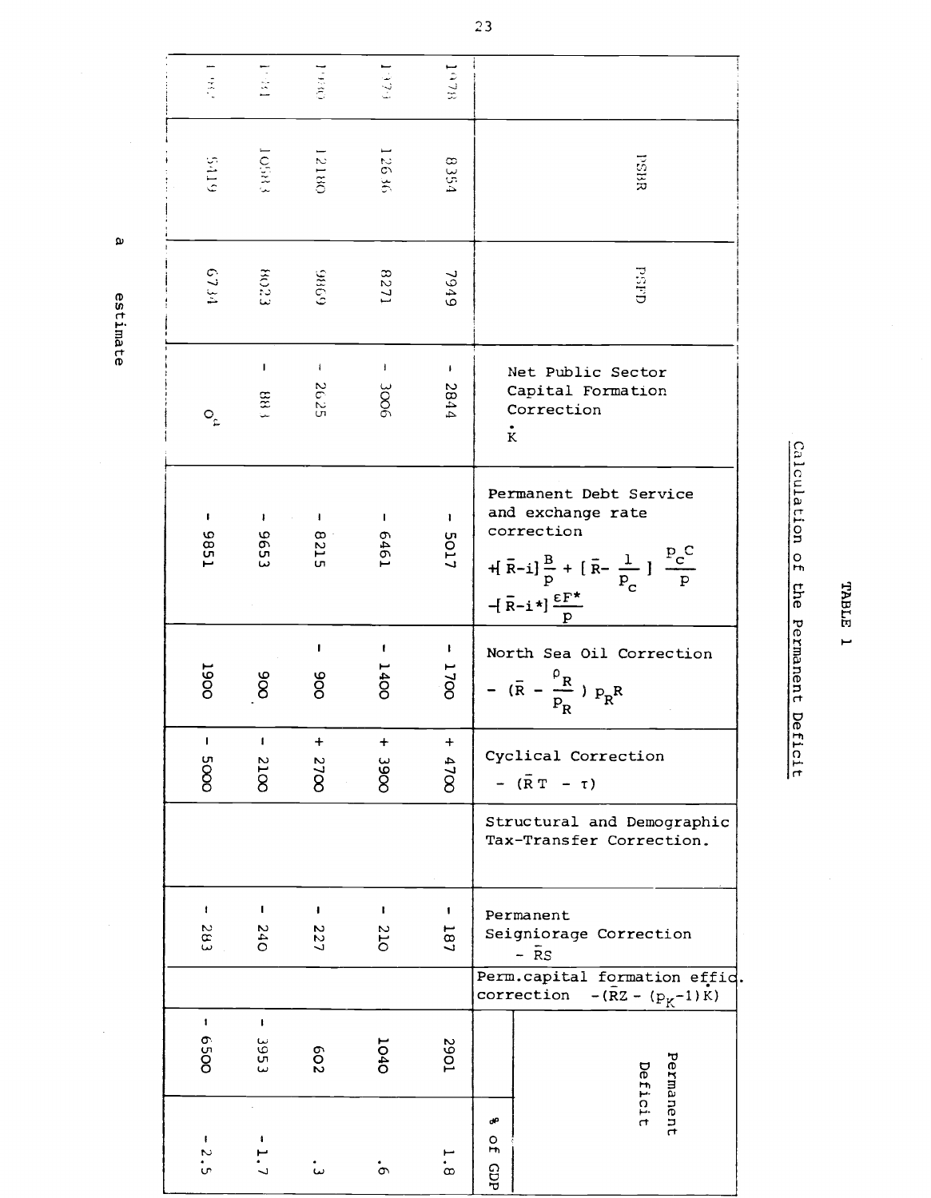TABLE 1

Calculation of the Permanent Deficit

| | PSBR | PSFD | Net Public Sector Capital Formation Correction $\dot{K}$ | Permanent Debt Service and exchange rate correction $+[\bar{R}-i]\frac{B}{p} + [\bar{R}-\frac{1}{p_c}]\frac{p_c C}{p} - [\bar{R}-i^*]\frac{\varepsilon F^*}{p}$ | North Sea Oil Correction $-(\bar{R}-\frac{\rho_R}{p_R})p_R R$ | Cyclical Correction $-(\bar{R}T - \tau)$ | Structural and Demographic Tax-Transfer Correction. | Permanent Seigniorage Correction $-\bar{R}\dot{S}$ | Perm.capital formation effic. correction $-(\bar{R}Z - (p_K-1)\dot{K})$ | Permanent Deficit | Permanent Deficit % of GDP |
|---|---|---|---|---|---|---|---|---|---|---|---|
| 1978 | 8354 | 7949 | - 2844 | - 5017 | - 1700 | + 4700 | | - 187 | | 2901 | 1.8 |
| 1979 | 12636 | 8271 | - 3006 | - 6461 | - 1400 | + 3900 | | - 210 | | 1040 | .6 |
| 1980 | 12180 | 9869 | - 2625 | - 8215 | - 900 | + 2700 | | - 227 | | 602 | .3 |
| 1981 | 10683 | 8023 | - 884 | - 9653 | 900 | - 2100 | | - 240 | | - 3953 | - 1.7 |
| 1982 | 5119 | 6734 | $0^a$ | - 9851 | 1900 | - 5000 | | - 283 | | - 6500 | - 2.5 |

a estimate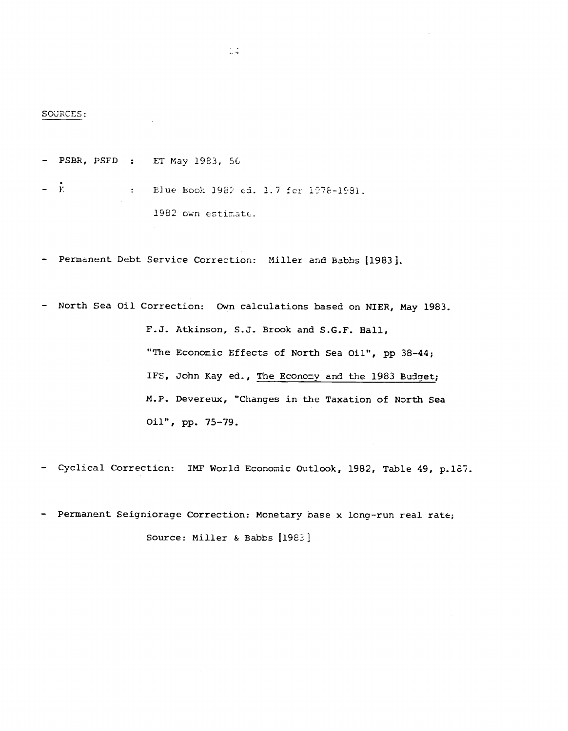SOURCES:

- PSBR, PSFD : ET May 1983, 56

- $\dot{K}$ : Blue Book 1982 ed. 1.7 for 1978-1981.

  1982 own estimate.

- Permanent Debt Service Correction: Miller and Babbs [1983].

- North Sea Oil Correction: Own calculations based on NIER, May 1983.

  F.J. Atkinson, S.J. Brook and S.G.F. Hall,

  "The Economic Effects of North Sea Oil", pp 38-44;

  IFS, John Kay ed., <u>The Economy and the 1983 Budget</u>;

  M.P. Devereux, "Changes in the Taxation of North Sea Oil", pp. 75-79.

- Cyclical Correction: IMF World Economic Outlook, 1982, Table 49, p.187.

- Permanent Seigniorage Correction: Monetary base x long-run real rate;

  Source: Miller & Babbs [1983]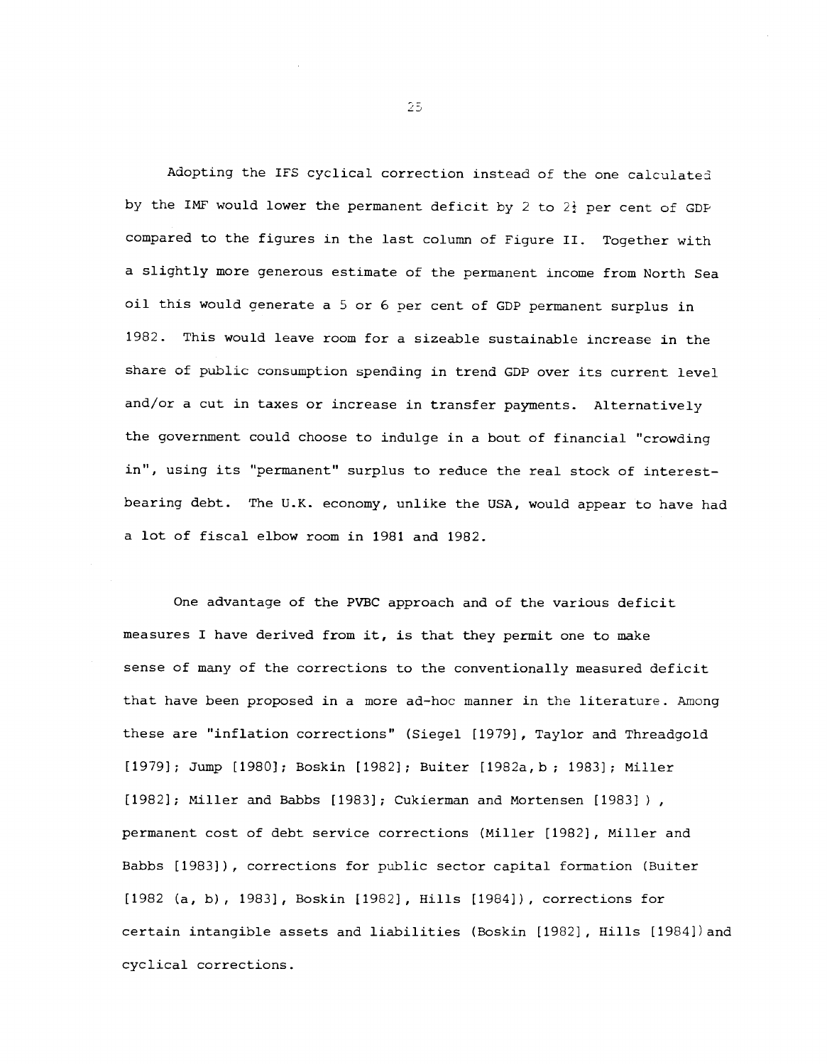Adopting the IFS cyclical correction instead of the one calculated by the IMF would lower the permanent deficit by 2 to 2½ per cent of GDP compared to the figures in the last column of Figure II. Together with a slightly more generous estimate of the permanent income from North Sea oil this would generate a 5 or 6 per cent of GDP permanent surplus in 1982. This would leave room for a sizeable sustainable increase in the share of public consumption spending in trend GDP over its current level and/or a cut in taxes or increase in transfer payments. Alternatively the government could choose to indulge in a bout of financial "crowding in", using its "permanent" surplus to reduce the real stock of interest-bearing debt. The U.K. economy, unlike the USA, would appear to have had a lot of fiscal elbow room in 1981 and 1982.

One advantage of the PVBC approach and of the various deficit measures I have derived from it, is that they permit one to make sense of many of the corrections to the conventionally measured deficit that have been proposed in a more ad-hoc manner in the literature. Among these are "inflation corrections" (Siegel [1979], Taylor and Threadgold [1979]; Jump [1980]; Boskin [1982]; Buiter [1982a, b ; 1983]; Miller [1982]; Miller and Babbs [1983]; Cukierman and Mortensen [1983] ), permanent cost of debt service corrections (Miller [1982], Miller and Babbs [1983]), corrections for public sector capital formation (Buiter [1982 (a, b), 1983], Boskin [1982], Hills [1984]), corrections for certain intangible assets and liabilities (Boskin [1982], Hills [1984]) and cyclical corrections.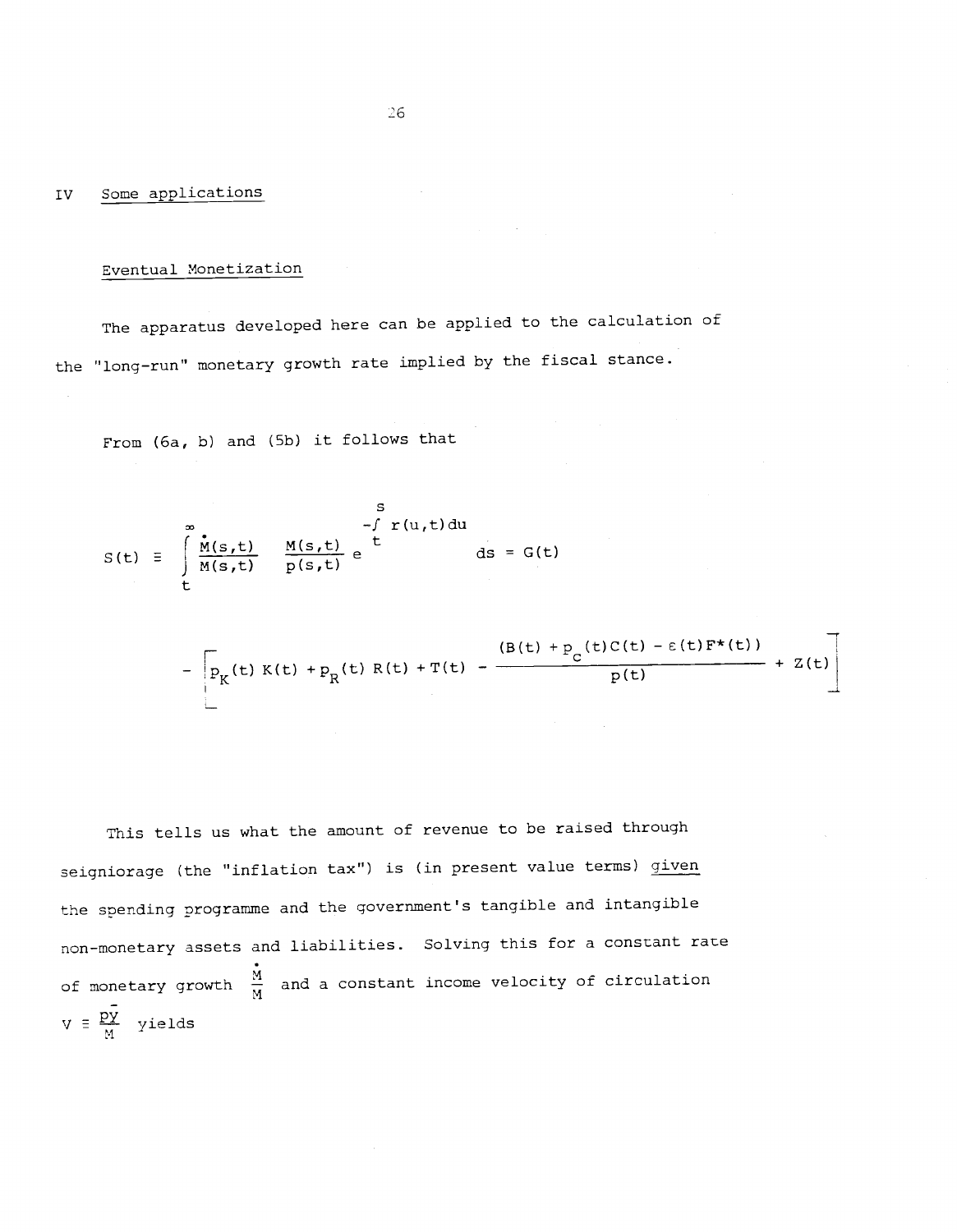## IV Some applications

### Eventual Monetization

The apparatus developed here can be applied to the calculation of the "long-run" monetary growth rate implied by the fiscal stance.

From (6a, b) and (5b) it follows that

$$S(t) \equiv \int_t^{\infty} \frac{\dot{M}(s,t)}{M(s,t)} \frac{M(s,t)}{p(s,t)} e^{-\int_t^s r(u,t)du} ds = G(t)$$

$$- \left[ p_K(t) K(t) + p_R(t) R(t) + T(t) - \frac{(B(t) + p_C(t)C(t) - \varepsilon(t)F^*(t))}{p(t)} + Z(t) \right]$$

This tells us what the amount of revenue to be raised through seigniorage (the "inflation tax") is (in present value terms) *given* the spending programme and the government's tangible and intangible non-monetary assets and liabilities. Solving this for a constant rate of monetary growth $\frac{\dot{M}}{M}$ and a constant income velocity of circulation $\bar{v} \equiv \frac{py}{M}$ yields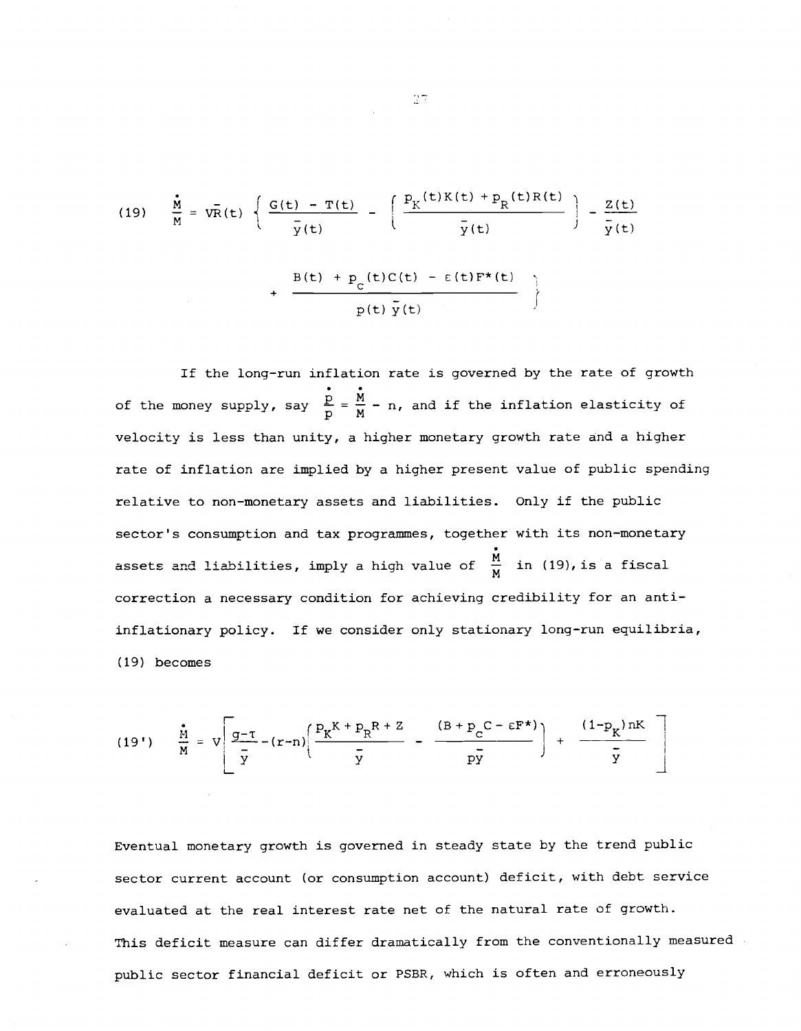$$(19) \quad \frac{\dot{M}}{M} = \bar{VR}(t) \left\{ \frac{G(t) - T(t)}{\bar{y}(t)} - \left( \frac{p_K(t)K(t) + p_R(t)R(t)}{\bar{y}(t)} \right) - \frac{Z(t)}{\bar{y}(t)} + \frac{B(t) + p_C(t)C(t) - \varepsilon(t)F^*(t)}{p(t)\,\bar{y}(t)} \right\}$$

If the long-run inflation rate is governed by the rate of growth of the money supply, say $\frac{\dot{p}}{p} = \frac{\dot{M}}{M} - n$, and if the inflation elasticity of velocity is less than unity, a higher monetary growth rate and a higher rate of inflation are implied by a higher present value of public spending relative to non-monetary assets and liabilities. Only if the public sector's consumption and tax programmes, together with its non-monetary assets and liabilities, imply a high value of $\frac{\dot{M}}{M}$ in (19), is a fiscal correction a necessary condition for achieving credibility for an anti-inflationary policy. If we consider only stationary long-run equilibria, (19) becomes

$$(19') \quad \frac{\dot{M}}{M} = V\left[ \frac{g-\tau}{\bar{y}} - (r-n)\left( \frac{p_K K + p_R R + Z}{\bar{y}} - \frac{(B + p_C C - \varepsilon F^*)}{p\bar{y}} \right) + \frac{(1-p_K)nK}{\bar{y}} \right]$$

Eventual monetary growth is governed in steady state by the trend public sector current account (or consumption account) deficit, with debt service evaluated at the real interest rate net of the natural rate of growth. This deficit measure can differ dramatically from the conventionally measured public sector financial deficit or PSBR, which is often and erroneously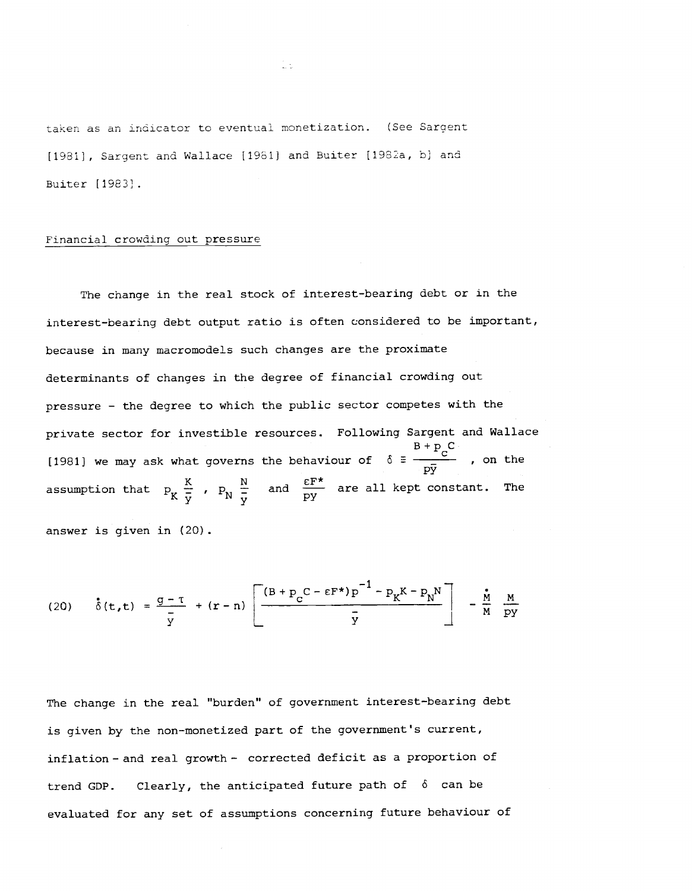taken as an indicator to eventual monetization. (See Sargent [1981], Sargent and Wallace [1981] and Buiter [1982a, b] and Buiter [1983].

Financial crowding out pressure

The change in the real stock of interest-bearing debt or in the interest-bearing debt output ratio is often considered to be important, because in many macromodels such changes are the proximate determinants of changes in the degree of financial crowding out pressure - the degree to which the public sector competes with the private sector for investible resources. Following Sargent and Wallace [1981] we may ask what governs the behaviour of $\delta \equiv \frac{B + p_C C}{p\bar{y}}$, on the assumption that $p_K \frac{K}{\bar{y}}$, $p_N \frac{N}{\bar{y}}$ and $\frac{\varepsilon F^*}{py}$ are all kept constant. The answer is given in (20).

$$
(20) \qquad \dot{\delta}(t,t) = \frac{g - \tau}{\bar{y}} + (r - n) \left[ \frac{(B + p_C C - \varepsilon F^*)p^{-1} - p_K K - p_N N}{\bar{y}} \right] - \frac{\dot{M}}{M} \frac{M}{py}
$$

The change in the real "burden" of government interest-bearing debt is given by the non-monetized part of the government's current, inflation - and real growth - corrected deficit as a proportion of trend GDP. Clearly, the anticipated future path of $\delta$ can be evaluated for any set of assumptions concerning future behaviour of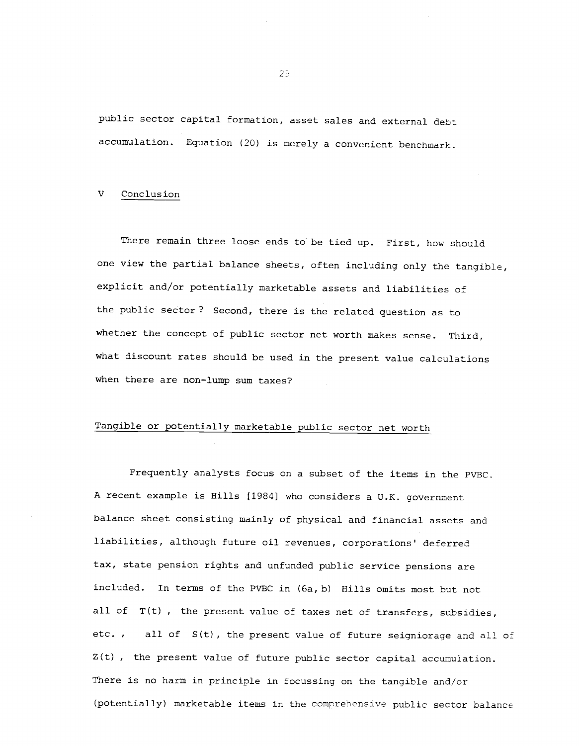public sector capital formation, asset sales and external debt accumulation. Equation (20) is merely a convenient benchmark.

## V Conclusion

There remain three loose ends to be tied up. First, how should one view the partial balance sheets, often including only the tangible, explicit and/or potentially marketable assets and liabilities of the public sector? Second, there is the related question as to whether the concept of public sector net worth makes sense. Third, what discount rates should be used in the present value calculations when there are non-lump sum taxes?

### Tangible or potentially marketable public sector net worth

Frequently analysts focus on a subset of the items in the PVBC. A recent example is Hills [1984] who considers a U.K. government balance sheet consisting mainly of physical and financial assets and liabilities, although future oil revenues, corporations' deferred tax, state pension rights and unfunded public service pensions are included. In terms of the PVBC in (6a, b) Hills omits most but not all of $T(t)$, the present value of taxes net of transfers, subsidies, etc., all of $S(t)$, the present value of future seigniorage and all of $Z(t)$, the present value of future public sector capital accumulation. There is no harm in principle in focussing on the tangible and/or (potentially) marketable items in the comprehensive public sector balance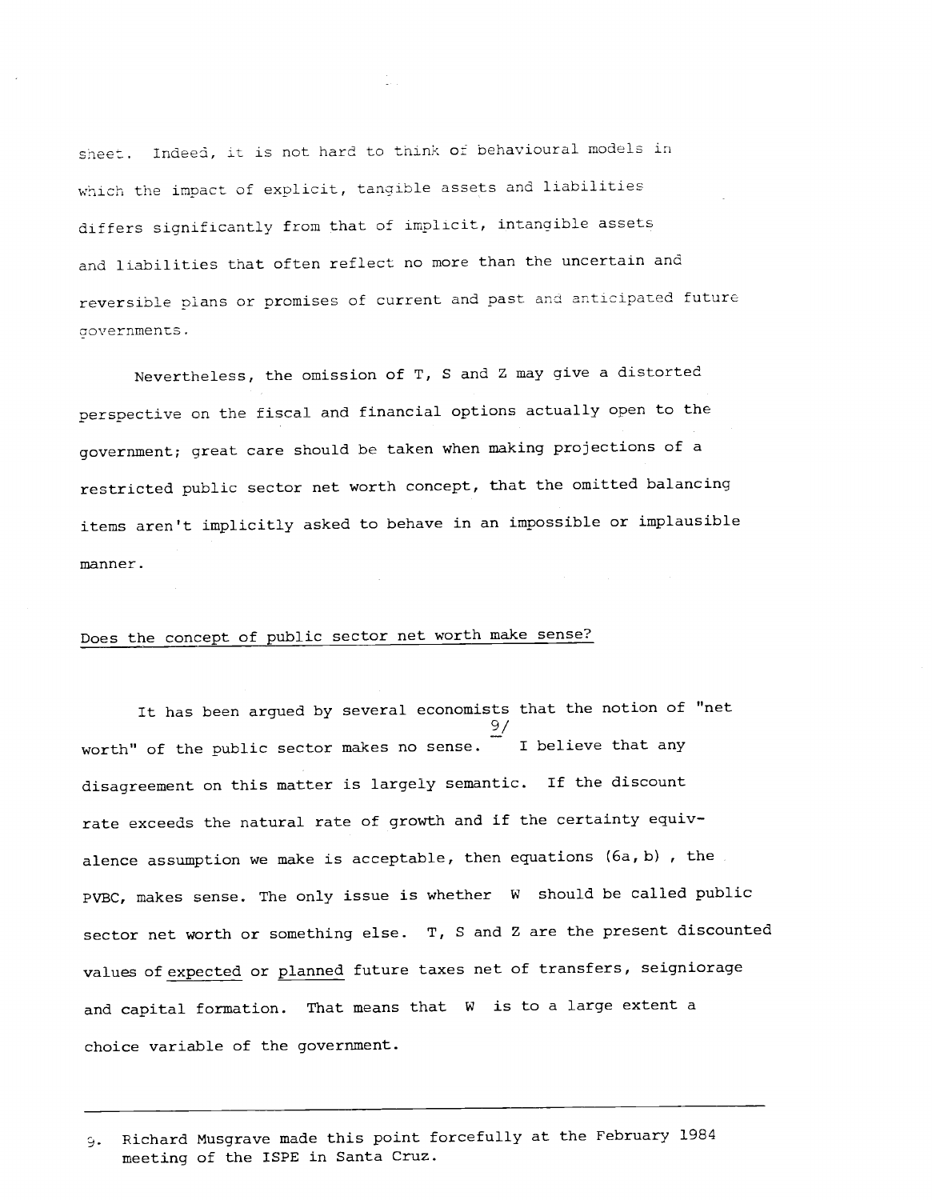sheet. Indeed, it is not hard to think of behavioural models in which the impact of explicit, tangible assets and liabilities differs significantly from that of implicit, intangible assets and liabilities that often reflect no more than the uncertain and reversible plans or promises of current and past and anticipated future governments.

Nevertheless, the omission of T, S and Z may give a distorted perspective on the fiscal and financial options actually open to the government; great care should be taken when making projections of a restricted public sector net worth concept, that the omitted balancing items aren't implicitly asked to behave in an impossible or implausible manner.

## Does the concept of public sector net worth make sense?

It has been argued by several economists that the notion of "net worth" of the public sector makes no sense.[9] I believe that any disagreement on this matter is largely semantic. If the discount rate exceeds the natural rate of growth and if the certainty equivalence assumption we make is acceptable, then equations (6a, b), the PVBC, makes sense. The only issue is whether W should be called public sector net worth or something else. T, S and Z are the present discounted values of <u>expected</u> or <u>planned</u> future taxes net of transfers, seigniorage and capital formation. That means that W is to a large extent a choice variable of the government.

---

9. Richard Musgrave made this point forcefully at the February 1984 meeting of the ISPE in Santa Cruz.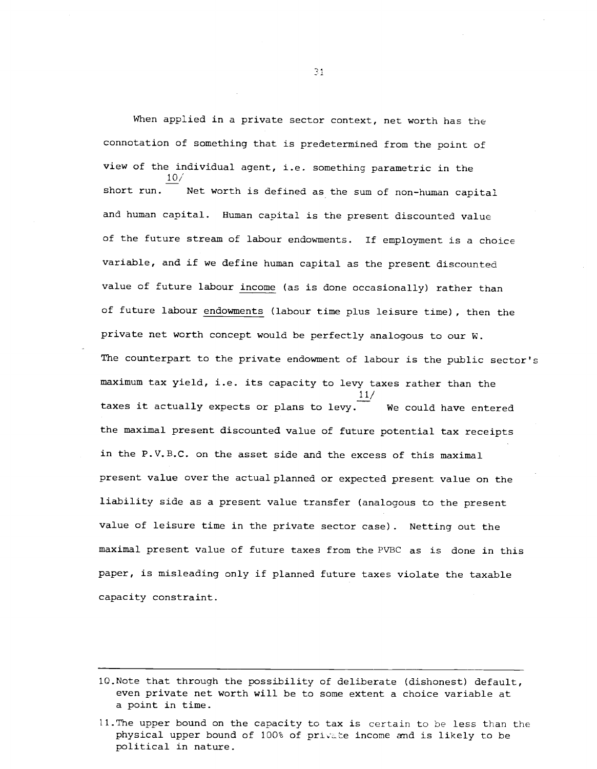When applied in a private sector context, net worth has the connotation of something that is predetermined from the point of view of the individual agent, i.e. something parametric in the short run.[10] Net worth is defined as the sum of non-human capital and human capital. Human capital is the present discounted value of the future stream of labour endowments. If employment is a choice variable, and if we define human capital as the present discounted value of future labour <u>income</u> (as is done occasionally) rather than of future labour <u>endowments</u> (labour time plus leisure time), then the private net worth concept would be perfectly analogous to our W. The counterpart to the private endowment of labour is the public sector's maximum tax yield, i.e. its capacity to levy taxes rather than the taxes it actually expects or plans to levy.[11] We could have entered the maximal present discounted value of future potential tax receipts in the P.V.B.C. on the asset side and the excess of this maximal present value over the actual planned or expected present value on the liability side as a present value transfer (analogous to the present value of leisure time in the private sector case). Netting out the maximal present value of future taxes from the PVBC as is done in this paper, is misleading only if planned future taxes violate the taxable capacity constraint.

---

10. Note that through the possibility of deliberate (dishonest) default, even private net worth will be to some extent a choice variable at a point in time.

11. The upper bound on the capacity to tax is certain to be less than the physical upper bound of 100% of private income and is likely to be political in nature.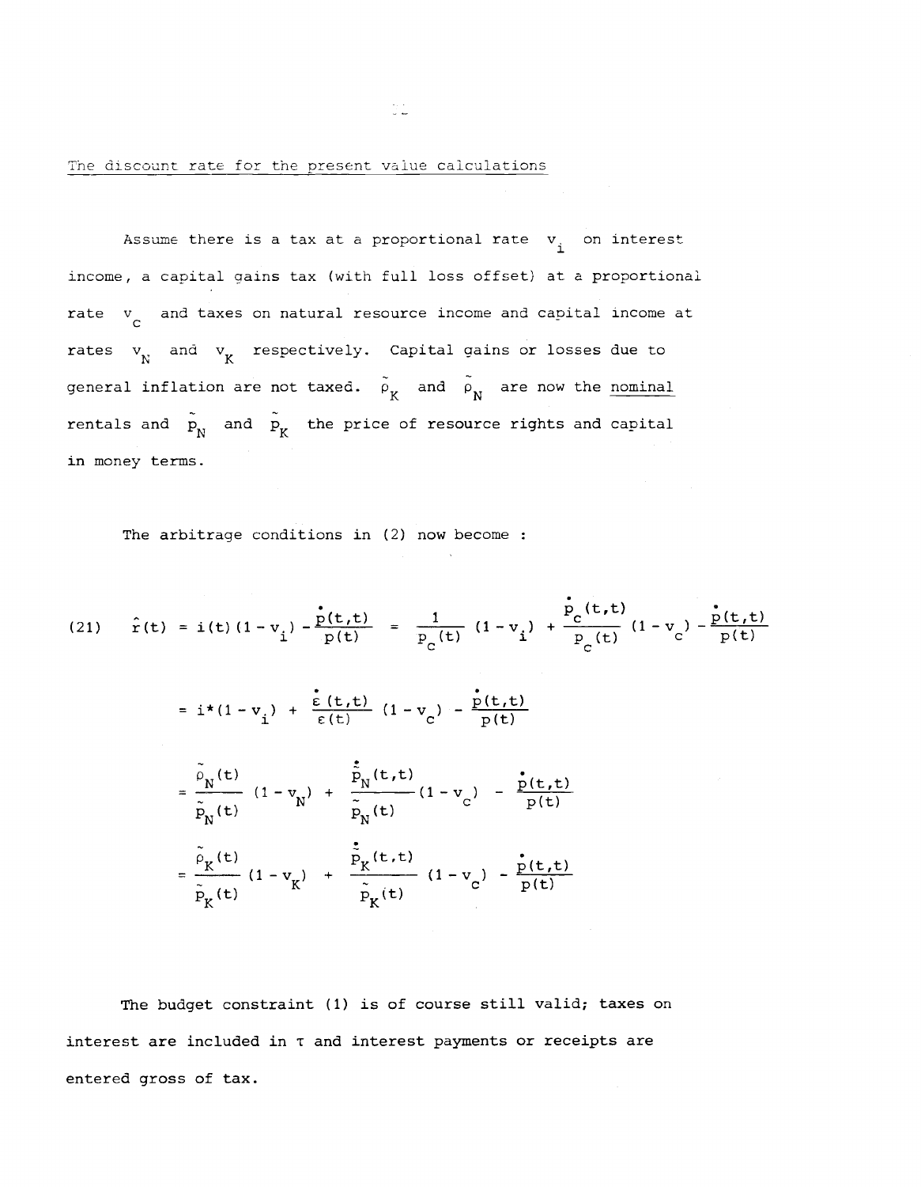The discount rate for the present value calculations

Assume there is a tax at a proportional rate $v_i$ on interest income, a capital gains tax (with full loss offset) at a proportional rate $v_c$ and taxes on natural resource income and capital income at rates $v_N$ and $v_K$ respectively. Capital gains or losses due to general inflation are not taxed. $\tilde{\rho}_K$ and $\tilde{\rho}_N$ are now the nominal rentals and $\tilde{p}_N$ and $\tilde{p}_K$ the price of resource rights and capital in money terms.

The arbitrage conditions in (2) now become :

$$
\begin{aligned}
(21)\qquad \hat{r}(t) &= i(t)(1-v_i) - \frac{\dot{p}(t,t)}{p(t)} = \frac{1}{p_c(t)}(1-v_i) + \frac{\dot{p}_c(t,t)}{p_c(t)}(1-v_c) - \frac{\dot{p}(t,t)}{p(t)} \\
&= i^*(1-v_i) + \frac{\dot{\varepsilon}(t,t)}{\varepsilon(t)}(1-v_c) - \frac{\dot{p}(t,t)}{p(t)} \\
&= \frac{\tilde{\rho}_N(t)}{\tilde{p}_N(t)}(1-v_N) + \frac{\dot{\tilde{p}}_N(t,t)}{\tilde{p}_N(t)}(1-v_c) - \frac{\dot{p}(t,t)}{p(t)} \\
&= \frac{\tilde{\rho}_K(t)}{\tilde{p}_K(t)}(1-v_K) + \frac{\dot{\tilde{p}}_K(t,t)}{\tilde{p}_K(t)}(1-v_c) - \frac{\dot{p}(t,t)}{p(t)}
\end{aligned}
$$

The budget constraint (1) is of course still valid; taxes on interest are included in $\tau$ and interest payments or receipts are entered gross of tax.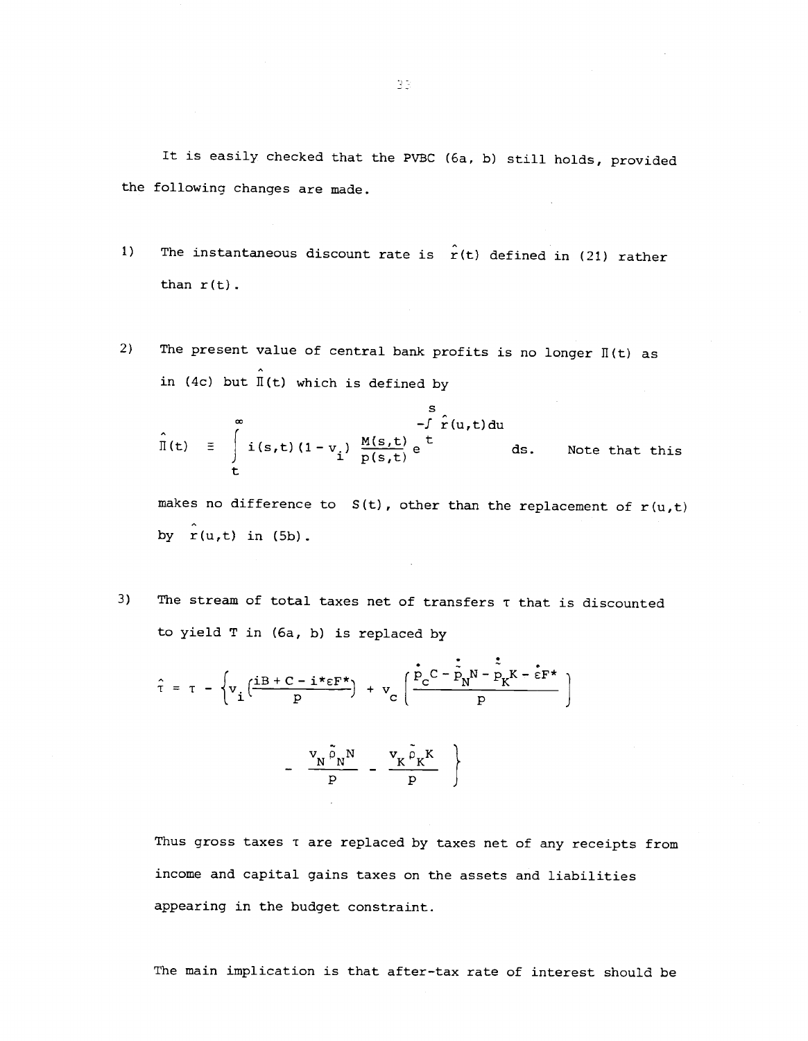It is easily checked that the PVBC (6a, b) still holds, provided the following changes are made.

1) The instantaneous discount rate is $\hat{r}(t)$ defined in (21) rather than $r(t)$.

2) The present value of central bank profits is no longer $\Pi(t)$ as in (4c) but $\hat{\Pi}(t)$ which is defined by

$$\hat{\Pi}(t) \equiv \int_t^\infty i(s,t)(1 - v_i) \frac{M(s,t)}{p(s,t)} e^{-\int_t^s \hat{r}(u,t)du} ds.$$

Note that this makes no difference to $S(t)$, other than the replacement of $r(u,t)$ by $\hat{r}(u,t)$ in (5b).

3) The stream of total taxes net of transfers $\tau$ that is discounted to yield $T$ in (6a, b) is replaced by

$$\hat{\tau} = \tau - \left\{ v_i \left( \frac{iB + C - i^*\varepsilon F^*}{p} \right) + v_c \left( \frac{\dot{p}_C C - \dot{\tilde{p}}_N N - \dot{\tilde{p}}_K K - \dot{\varepsilon} F^*}{p} \right) - \frac{v_N \tilde{\rho}_N N}{p} - \frac{v_K \tilde{\rho}_K K}{p} \right\}$$

Thus gross taxes $\tau$ are replaced by taxes net of any receipts from income and capital gains taxes on the assets and liabilities appearing in the budget constraint.

The main implication is that after-tax rate of interest should be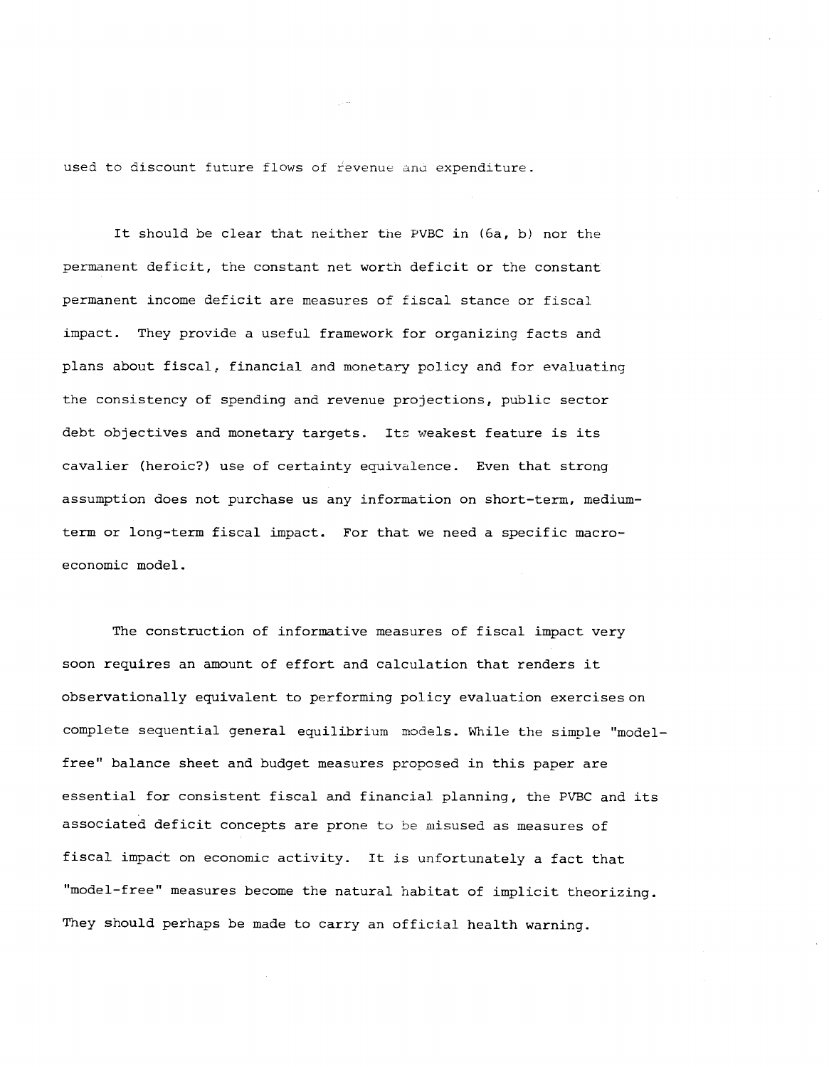used to discount future flows of revenue and expenditure.

It should be clear that neither the PVBC in (6a, b) nor the permanent deficit, the constant net worth deficit or the constant permanent income deficit are measures of fiscal stance or fiscal impact. They provide a useful framework for organizing facts and plans about fiscal, financial and monetary policy and for evaluating the consistency of spending and revenue projections, public sector debt objectives and monetary targets. Its weakest feature is its cavalier (heroic?) use of certainty equivalence. Even that strong assumption does not purchase us any information on short-term, medium-term or long-term fiscal impact. For that we need a specific macro-economic model.

The construction of informative measures of fiscal impact very soon requires an amount of effort and calculation that renders it observationally equivalent to performing policy evaluation exercises on complete sequential general equilibrium models. While the simple "model-free" balance sheet and budget measures proposed in this paper are essential for consistent fiscal and financial planning, the PVBC and its associated deficit concepts are prone to be misused as measures of fiscal impact on economic activity. It is unfortunately a fact that "model-free" measures become the natural habitat of implicit theorizing. They should perhaps be made to carry an official health warning.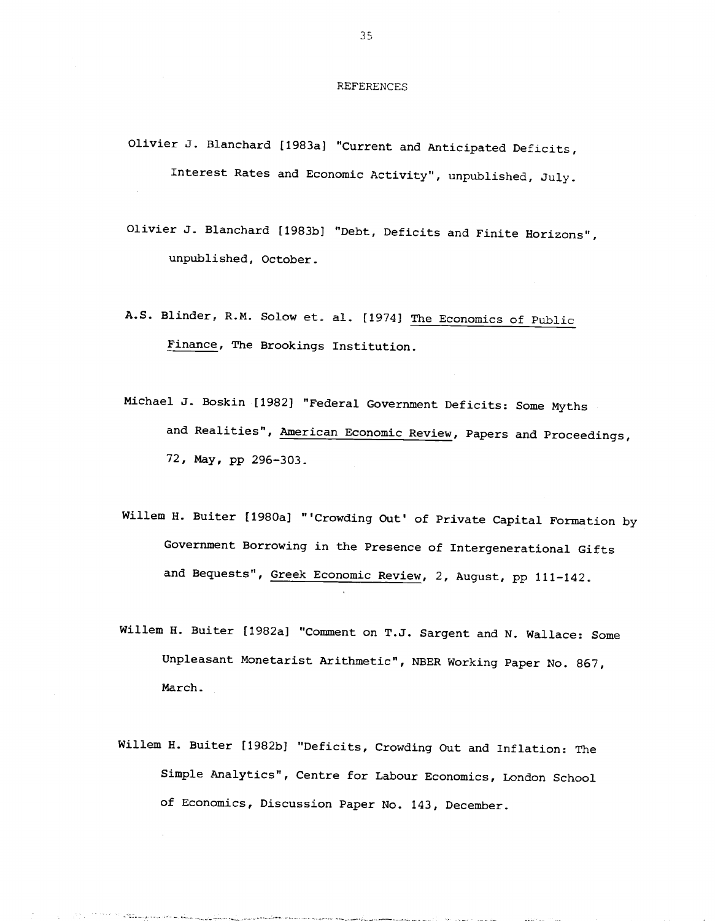# REFERENCES

Olivier J. Blanchard [1983a] "Current and Anticipated Deficits, Interest Rates and Economic Activity", unpublished, July.

Olivier J. Blanchard [1983b] "Debt, Deficits and Finite Horizons", unpublished, October.

A.S. Blinder, R.M. Solow et. al. [1974] The Economics of Public Finance, The Brookings Institution.

Michael J. Boskin [1982] "Federal Government Deficits: Some Myths and Realities", American Economic Review, Papers and Proceedings, 72, May, pp 296-303.

Willem H. Buiter [1980a] "'Crowding Out' of Private Capital Formation by Government Borrowing in the Presence of Intergenerational Gifts and Bequests", Greek Economic Review, 2, August, pp 111-142.

Willem H. Buiter [1982a] "Comment on T.J. Sargent and N. Wallace: Some Unpleasant Monetarist Arithmetic", NBER Working Paper No. 867, March.

Willem H. Buiter [1982b] "Deficits, Crowding Out and Inflation: The Simple Analytics", Centre for Labour Economics, London School of Economics, Discussion Paper No. 143, December.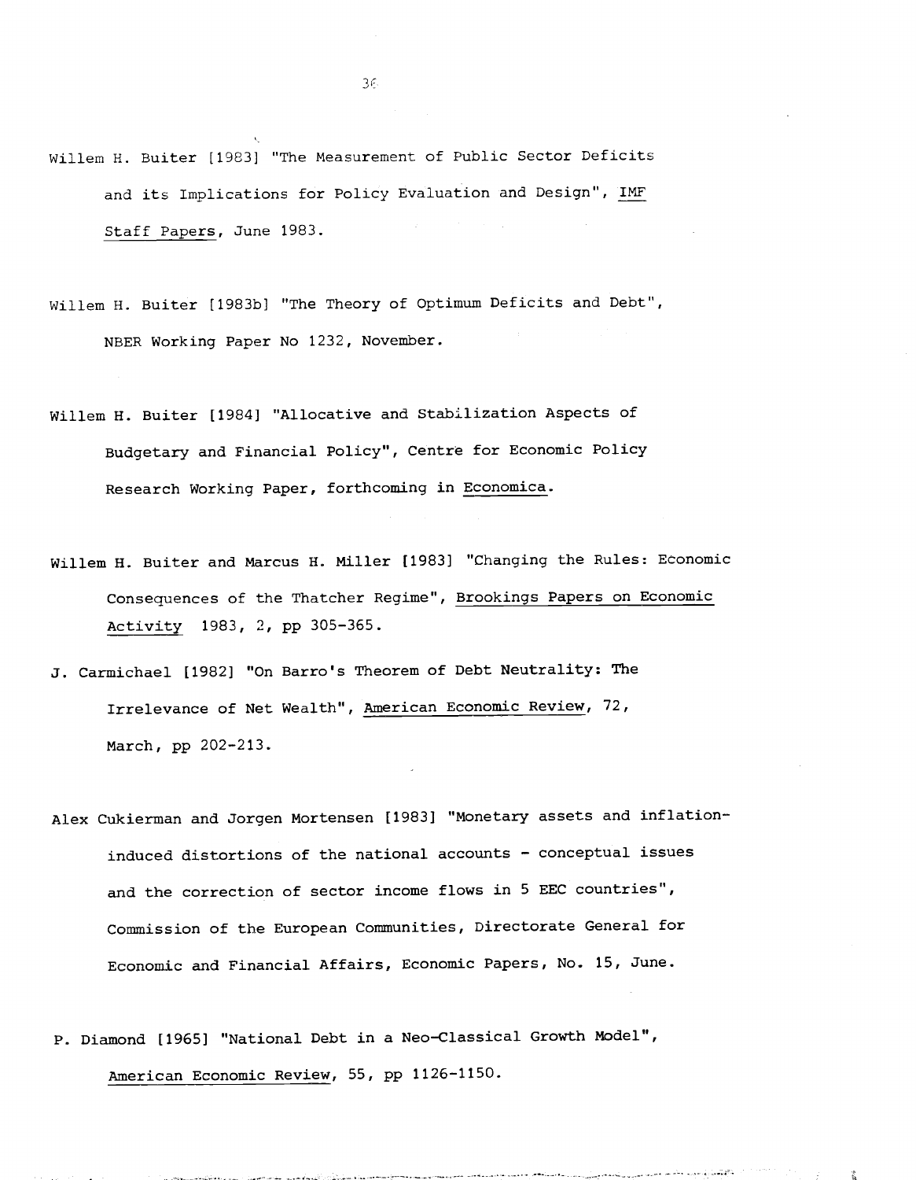Willem H. Buiter [1983] "The Measurement of Public Sector Deficits and its Implications for Policy Evaluation and Design", IMF Staff Papers, June 1983.

Willem H. Buiter [1983b] "The Theory of Optimum Deficits and Debt", NBER Working Paper No 1232, November.

Willem H. Buiter [1984] "Allocative and Stabilization Aspects of Budgetary and Financial Policy", Centre for Economic Policy Research Working Paper, forthcoming in Economica.

Willem H. Buiter and Marcus H. Miller [1983] "Changing the Rules: Economic Consequences of the Thatcher Regime", Brookings Papers on Economic Activity 1983, 2, pp 305-365.

J. Carmichael [1982] "On Barro's Theorem of Debt Neutrality: The Irrelevance of Net Wealth", American Economic Review, 72, March, pp 202-213.

Alex Cukierman and Jorgen Mortensen [1983] "Monetary assets and inflation-induced distortions of the national accounts - conceptual issues and the correction of sector income flows in 5 EEC countries", Commission of the European Communities, Directorate General for Economic and Financial Affairs, Economic Papers, No. 15, June.

P. Diamond [1965] "National Debt in a Neo-Classical Growth Model", American Economic Review, 55, pp 1126-1150.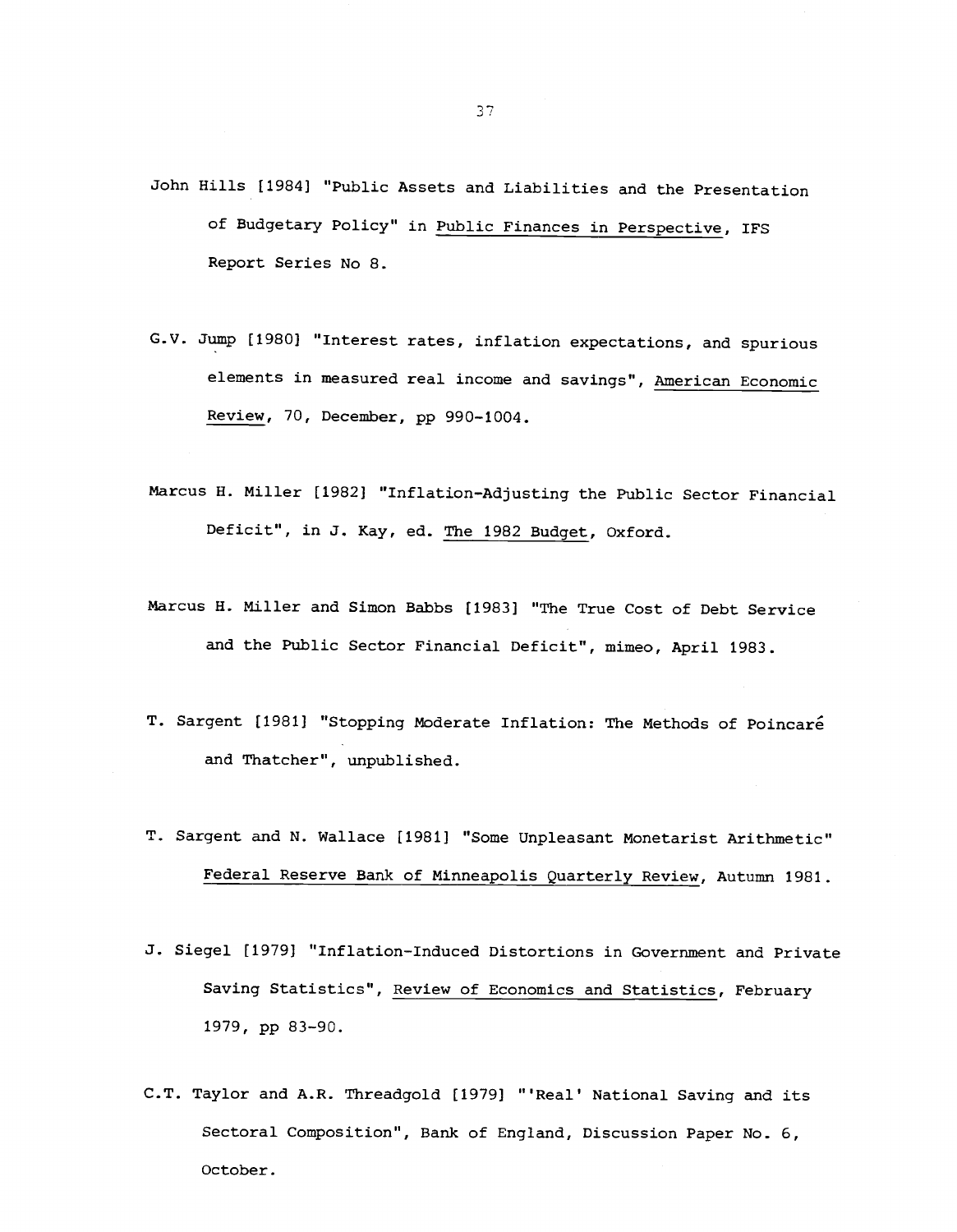John Hills [1984] "Public Assets and Liabilities and the Presentation of Budgetary Policy" in Public Finances in Perspective, IFS Report Series No 8.

G.V. Jump [1980] "Interest rates, inflation expectations, and spurious elements in measured real income and savings", American Economic Review, 70, December, pp 990-1004.

Marcus H. Miller [1982] "Inflation-Adjusting the Public Sector Financial Deficit", in J. Kay, ed. The 1982 Budget, Oxford.

Marcus H. Miller and Simon Babbs [1983] "The True Cost of Debt Service and the Public Sector Financial Deficit", mimeo, April 1983.

T. Sargent [1981] "Stopping Moderate Inflation: The Methods of Poincaré and Thatcher", unpublished.

T. Sargent and N. Wallace [1981] "Some Unpleasant Monetarist Arithmetic" Federal Reserve Bank of Minneapolis Quarterly Review, Autumn 1981.

J. Siegel [1979] "Inflation-Induced Distortions in Government and Private Saving Statistics", Review of Economics and Statistics, February 1979, pp 83-90.

C.T. Taylor and A.R. Threadgold [1979] "'Real' National Saving and its Sectoral Composition", Bank of England, Discussion Paper No. 6, October.